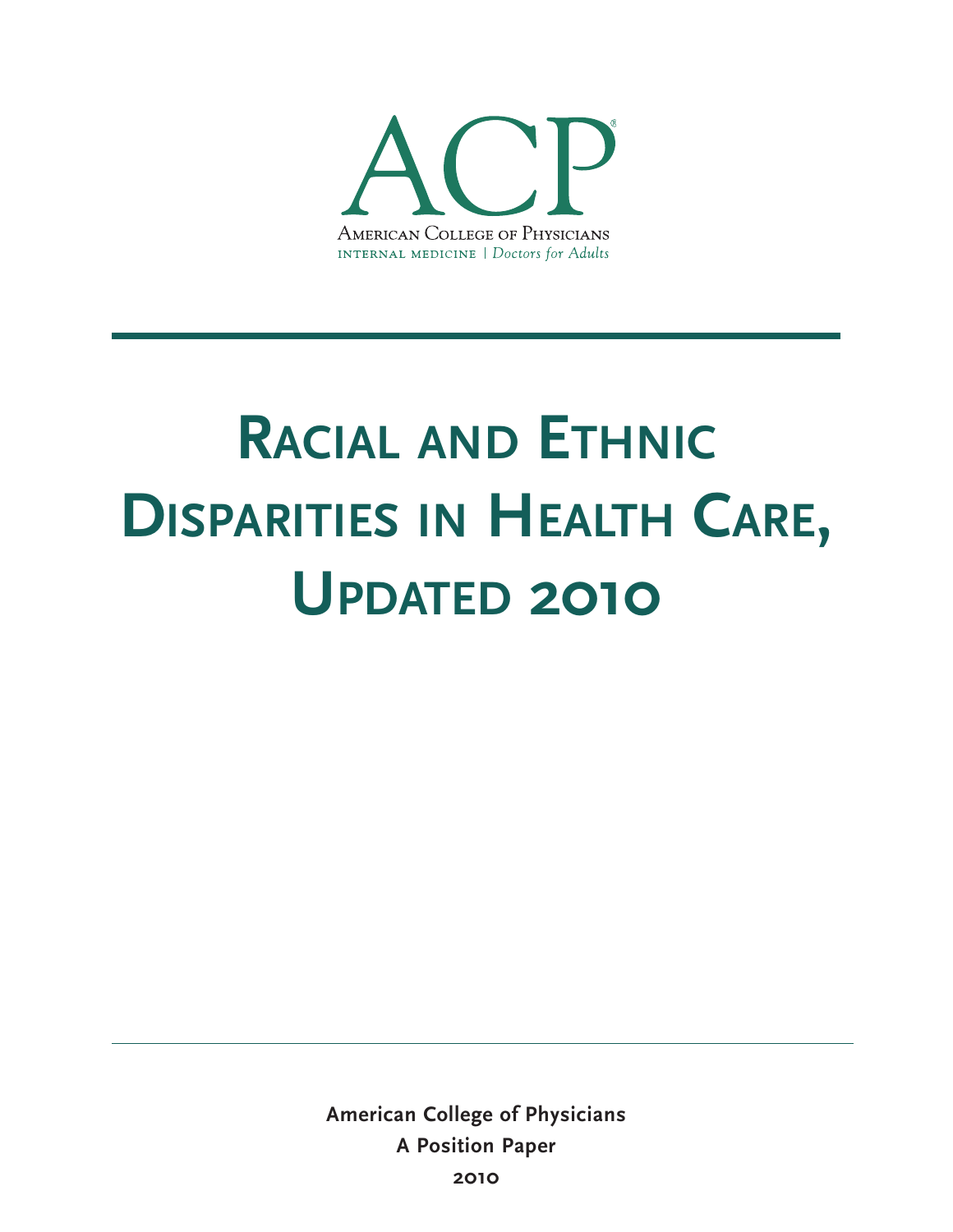ACP

American College of Physicians

internal medicine | *Doctors for Adults*

# Racial and Ethnic Disparities in Health Care, Updated 2010

**American College of Physicians**

**A Position Paper**

**2010**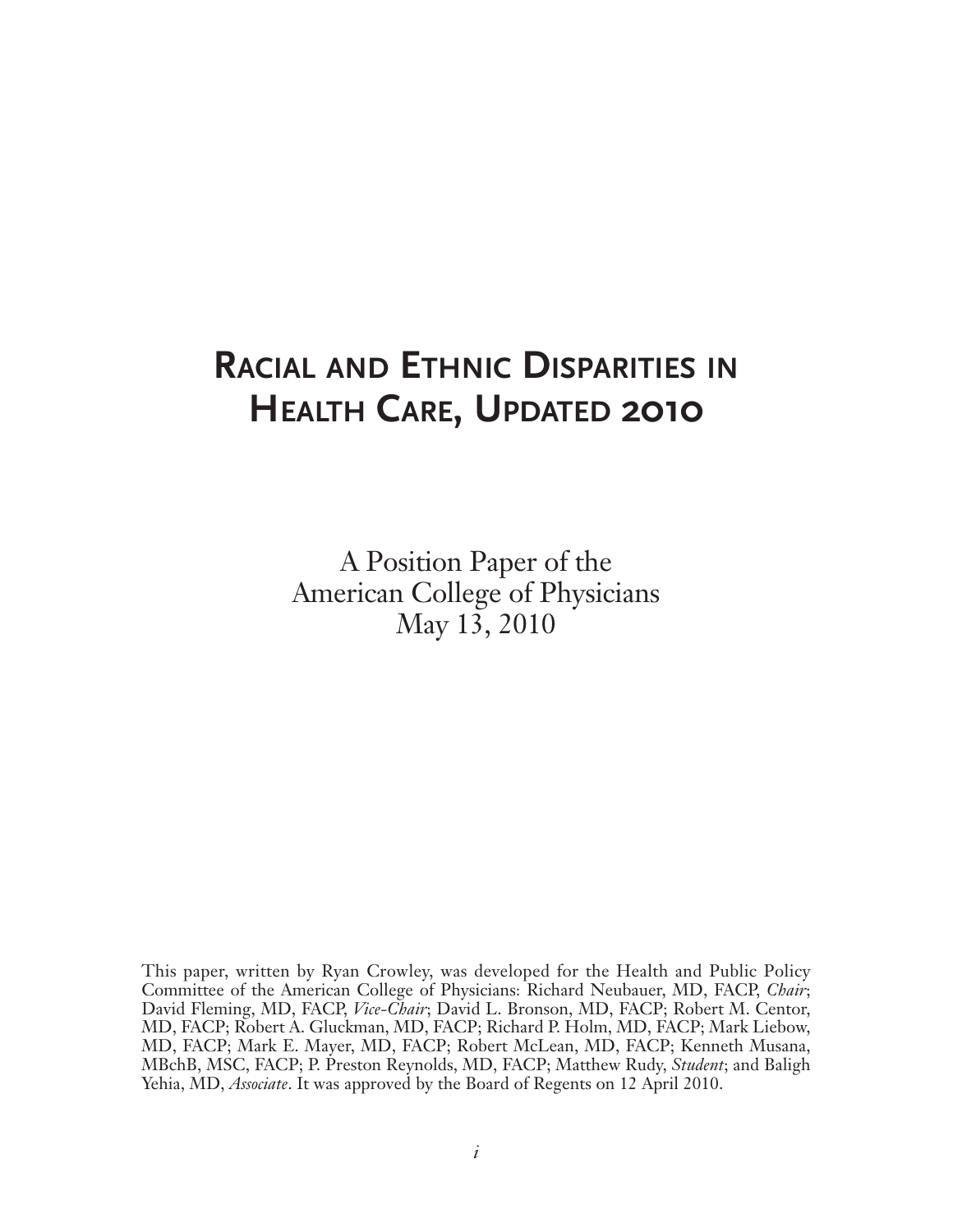# Racial and Ethnic Disparities in Health Care, Updated 2010

A Position Paper of the
American College of Physicians
May 13, 2010

This paper, written by Ryan Crowley, was developed for the Health and Public Policy Committee of the American College of Physicians: Richard Neubauer, MD, FACP, *Chair*; David Fleming, MD, FACP, *Vice-Chair*; David L. Bronson, MD, FACP; Robert M. Centor, MD, FACP; Robert A. Gluckman, MD, FACP; Richard P. Holm, MD, FACP; Mark Liebow, MD, FACP; Mark E. Mayer, MD, FACP; Robert McLean, MD, FACP; Kenneth Musana, MBchB, MSC, FACP; P. Preston Reynolds, MD, FACP; Matthew Rudy, *Student*; and Baligh Yehia, MD, *Associate*. It was approved by the Board of Regents on 12 April 2010.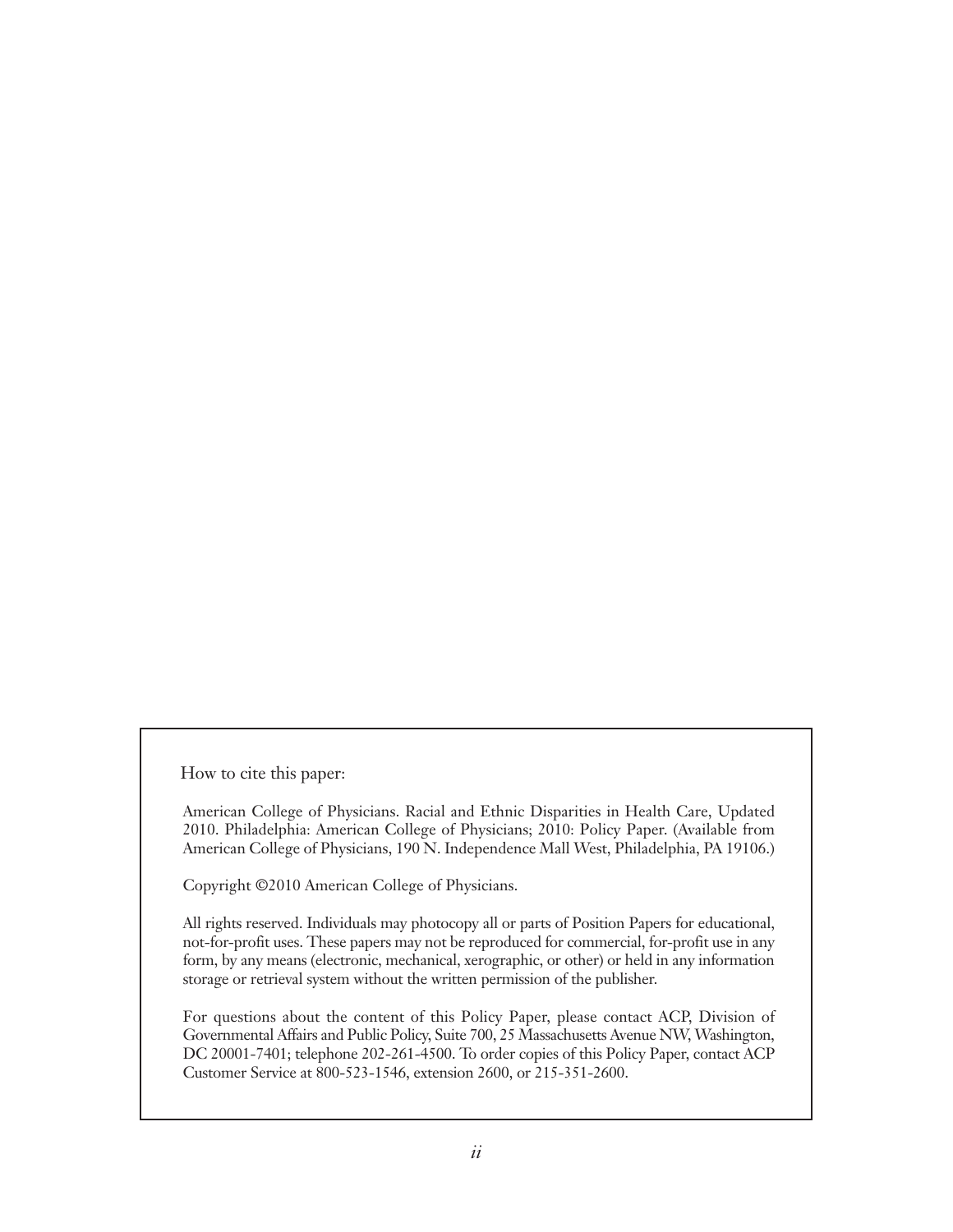How to cite this paper:

American College of Physicians. Racial and Ethnic Disparities in Health Care, Updated 2010. Philadelphia: American College of Physicians; 2010: Policy Paper. (Available from American College of Physicians, 190 N. Independence Mall West, Philadelphia, PA 19106.)

Copyright ©2010 American College of Physicians.

All rights reserved. Individuals may photocopy all or parts of Position Papers for educational, not-for-profit uses. These papers may not be reproduced for commercial, for-profit use in any form, by any means (electronic, mechanical, xerographic, or other) or held in any information storage or retrieval system without the written permission of the publisher.

For questions about the content of this Policy Paper, please contact ACP, Division of Governmental Affairs and Public Policy, Suite 700, 25 Massachusetts Avenue NW, Washington, DC 20001-7401; telephone 202-261-4500. To order copies of this Policy Paper, contact ACP Customer Service at 800-523-1546, extension 2600, or 215-351-2600.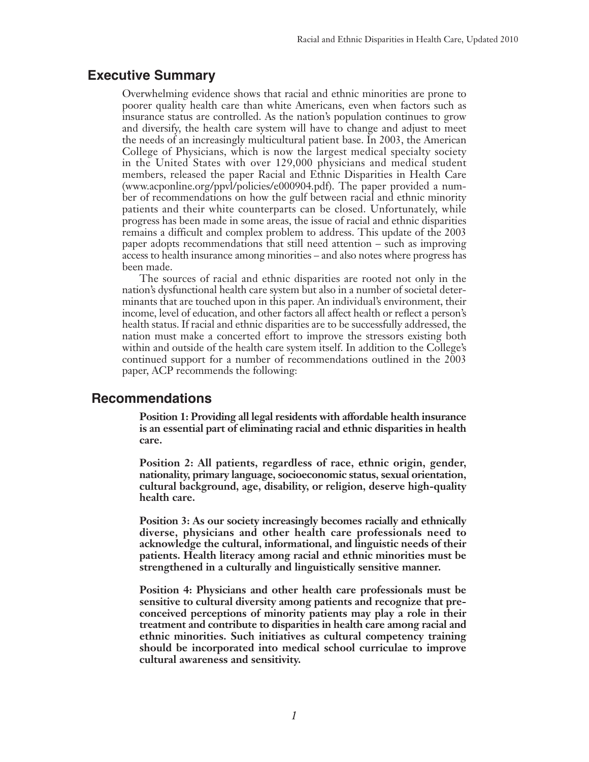## Executive Summary

Overwhelming evidence shows that racial and ethnic minorities are prone to poorer quality health care than white Americans, even when factors such as insurance status are controlled. As the nation's population continues to grow and diversify, the health care system will have to change and adjust to meet the needs of an increasingly multicultural patient base. In 2003, the American College of Physicians, which is now the largest medical specialty society in the United States with over 129,000 physicians and medical student members, released the paper Racial and Ethnic Disparities in Health Care (www.acponline.org/ppvl/policies/e000904.pdf). The paper provided a number of recommendations on how the gulf between racial and ethnic minority patients and their white counterparts can be closed. Unfortunately, while progress has been made in some areas, the issue of racial and ethnic disparities remains a difficult and complex problem to address. This update of the 2003 paper adopts recommendations that still need attention – such as improving access to health insurance among minorities – and also notes where progress has been made.

The sources of racial and ethnic disparities are rooted not only in the nation's dysfunctional health care system but also in a number of societal determinants that are touched upon in this paper. An individual's environment, their income, level of education, and other factors all affect health or reflect a person's health status. If racial and ethnic disparities are to be successfully addressed, the nation must make a concerted effort to improve the stressors existing both within and outside of the health care system itself. In addition to the College's continued support for a number of recommendations outlined in the 2003 paper, ACP recommends the following:

## Recommendations

**Position 1: Providing all legal residents with affordable health insurance is an essential part of eliminating racial and ethnic disparities in health care.**

**Position 2: All patients, regardless of race, ethnic origin, gender, nationality, primary language, socioeconomic status, sexual orientation, cultural background, age, disability, or religion, deserve high-quality health care.**

**Position 3: As our society increasingly becomes racially and ethnically diverse, physicians and other health care professionals need to acknowledge the cultural, informational, and linguistic needs of their patients. Health literacy among racial and ethnic minorities must be strengthened in a culturally and linguistically sensitive manner.**

**Position 4: Physicians and other health care professionals must be sensitive to cultural diversity among patients and recognize that preconceived perceptions of minority patients may play a role in their treatment and contribute to disparities in health care among racial and ethnic minorities. Such initiatives as cultural competency training should be incorporated into medical school curriculae to improve cultural awareness and sensitivity.**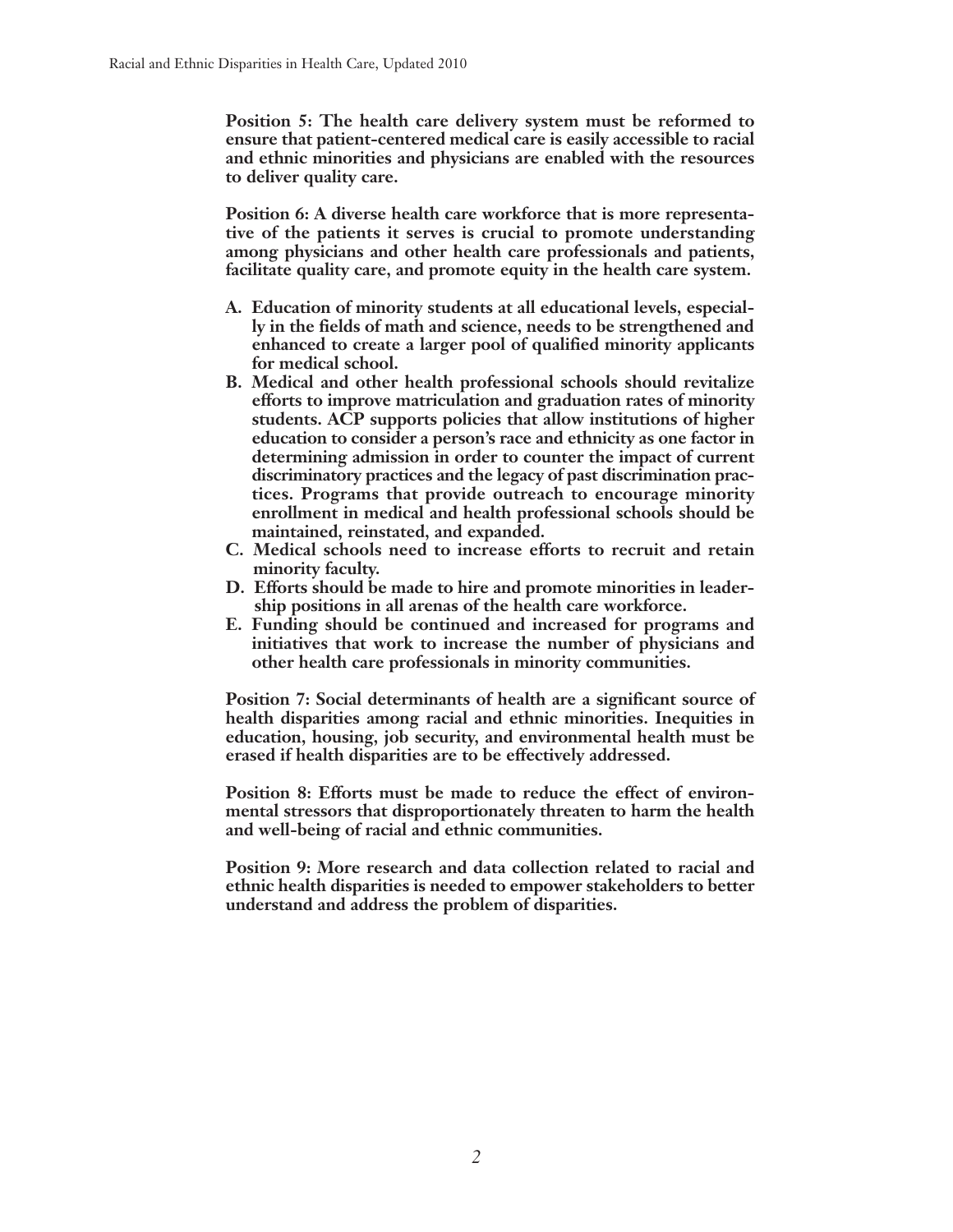**Position 5: The health care delivery system must be reformed to ensure that patient-centered medical care is easily accessible to racial and ethnic minorities and physicians are enabled with the resources to deliver quality care.**

**Position 6: A diverse health care workforce that is more representative of the patients it serves is crucial to promote understanding among physicians and other health care professionals and patients, facilitate quality care, and promote equity in the health care system.**

- **A. Education of minority students at all educational levels, especially in the fields of math and science, needs to be strengthened and enhanced to create a larger pool of qualified minority applicants for medical school.**
- **B. Medical and other health professional schools should revitalize efforts to improve matriculation and graduation rates of minority students. ACP supports policies that allow institutions of higher education to consider a person's race and ethnicity as one factor in determining admission in order to counter the impact of current discriminatory practices and the legacy of past discrimination practices. Programs that provide outreach to encourage minority enrollment in medical and health professional schools should be maintained, reinstated, and expanded.**
- **C. Medical schools need to increase efforts to recruit and retain minority faculty.**
- **D. Efforts should be made to hire and promote minorities in leadership positions in all arenas of the health care workforce.**
- **E. Funding should be continued and increased for programs and initiatives that work to increase the number of physicians and other health care professionals in minority communities.**

**Position 7: Social determinants of health are a significant source of health disparities among racial and ethnic minorities. Inequities in education, housing, job security, and environmental health must be erased if health disparities are to be effectively addressed.**

**Position 8: Efforts must be made to reduce the effect of environmental stressors that disproportionately threaten to harm the health and well-being of racial and ethnic communities.**

**Position 9: More research and data collection related to racial and ethnic health disparities is needed to empower stakeholders to better understand and address the problem of disparities.**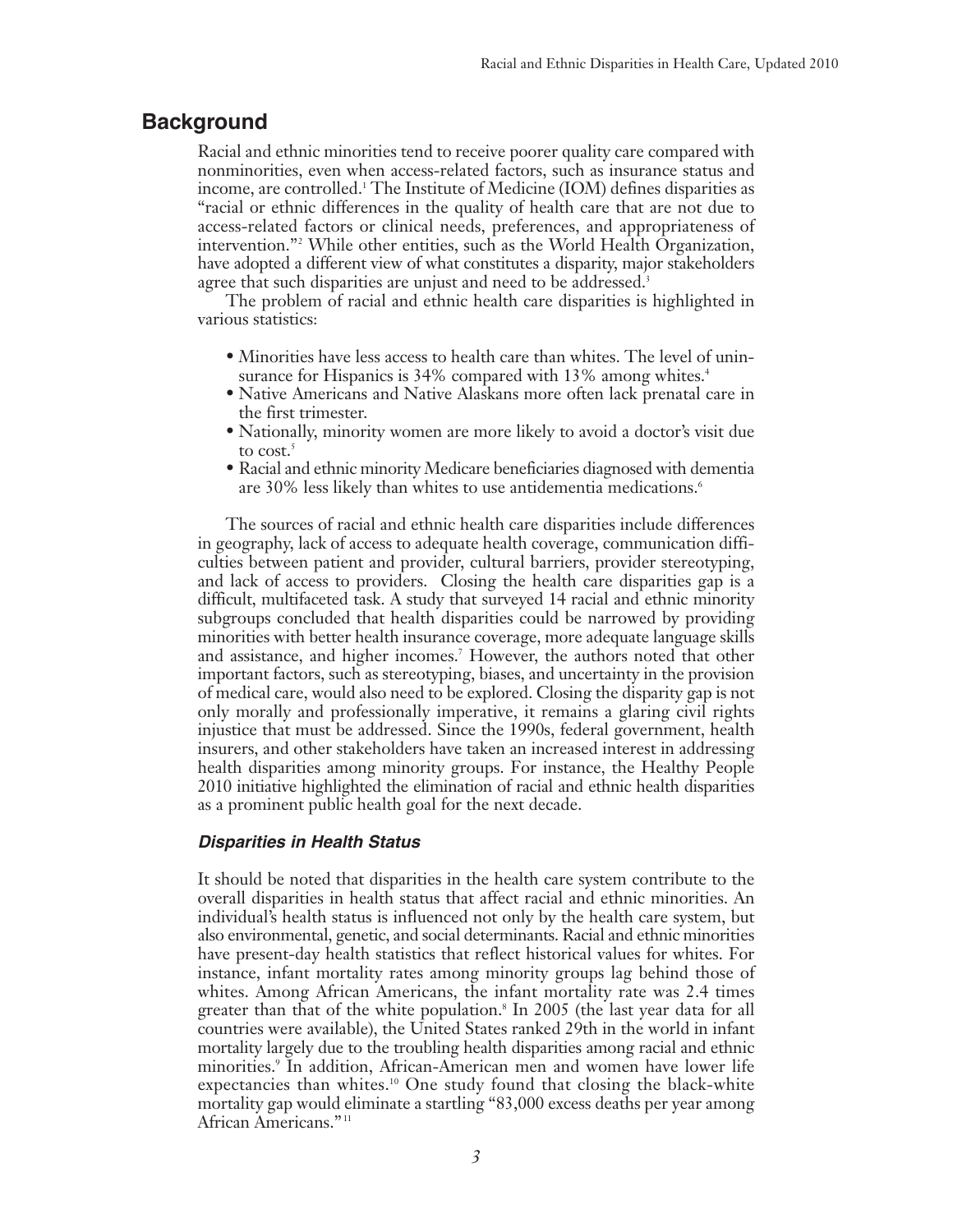## Background

Racial and ethnic minorities tend to receive poorer quality care compared with nonminorities, even when access-related factors, such as insurance status and income, are controlled.[1] The Institute of Medicine (IOM) defines disparities as "racial or ethnic differences in the quality of health care that are not due to access-related factors or clinical needs, preferences, and appropriateness of intervention."[2] While other entities, such as the World Health Organization, have adopted a different view of what constitutes a disparity, major stakeholders agree that such disparities are unjust and need to be addressed.[3]

The problem of racial and ethnic health care disparities is highlighted in various statistics:

- Minorities have less access to health care than whites. The level of uninsurance for Hispanics is 34% compared with 13% among whites.[4]
- Native Americans and Native Alaskans more often lack prenatal care in the first trimester.
- Nationally, minority women are more likely to avoid a doctor's visit due to cost.[5]
- Racial and ethnic minority Medicare beneficiaries diagnosed with dementia are 30% less likely than whites to use antidementia medications.[6]

The sources of racial and ethnic health care disparities include differences in geography, lack of access to adequate health coverage, communication difficulties between patient and provider, cultural barriers, provider stereotyping, and lack of access to providers. Closing the health care disparities gap is a difficult, multifaceted task. A study that surveyed 14 racial and ethnic minority subgroups concluded that health disparities could be narrowed by providing minorities with better health insurance coverage, more adequate language skills and assistance, and higher incomes.[7] However, the authors noted that other important factors, such as stereotyping, biases, and uncertainty in the provision of medical care, would also need to be explored. Closing the disparity gap is not only morally and professionally imperative, it remains a glaring civil rights injustice that must be addressed. Since the 1990s, federal government, health insurers, and other stakeholders have taken an increased interest in addressing health disparities among minority groups. For instance, the Healthy People 2010 initiative highlighted the elimination of racial and ethnic health disparities as a prominent public health goal for the next decade.

### *Disparities in Health Status*

It should be noted that disparities in the health care system contribute to the overall disparities in health status that affect racial and ethnic minorities. An individual's health status is influenced not only by the health care system, but also environmental, genetic, and social determinants. Racial and ethnic minorities have present-day health statistics that reflect historical values for whites. For instance, infant mortality rates among minority groups lag behind those of whites. Among African Americans, the infant mortality rate was 2.4 times greater than that of the white population.[8] In 2005 (the last year data for all countries were available), the United States ranked 29th in the world in infant mortality largely due to the troubling health disparities among racial and ethnic minorities.[9] In addition, African-American men and women have lower life expectancies than whites.[10] One study found that closing the black-white mortality gap would eliminate a startling "83,000 excess deaths per year among African Americans."[11]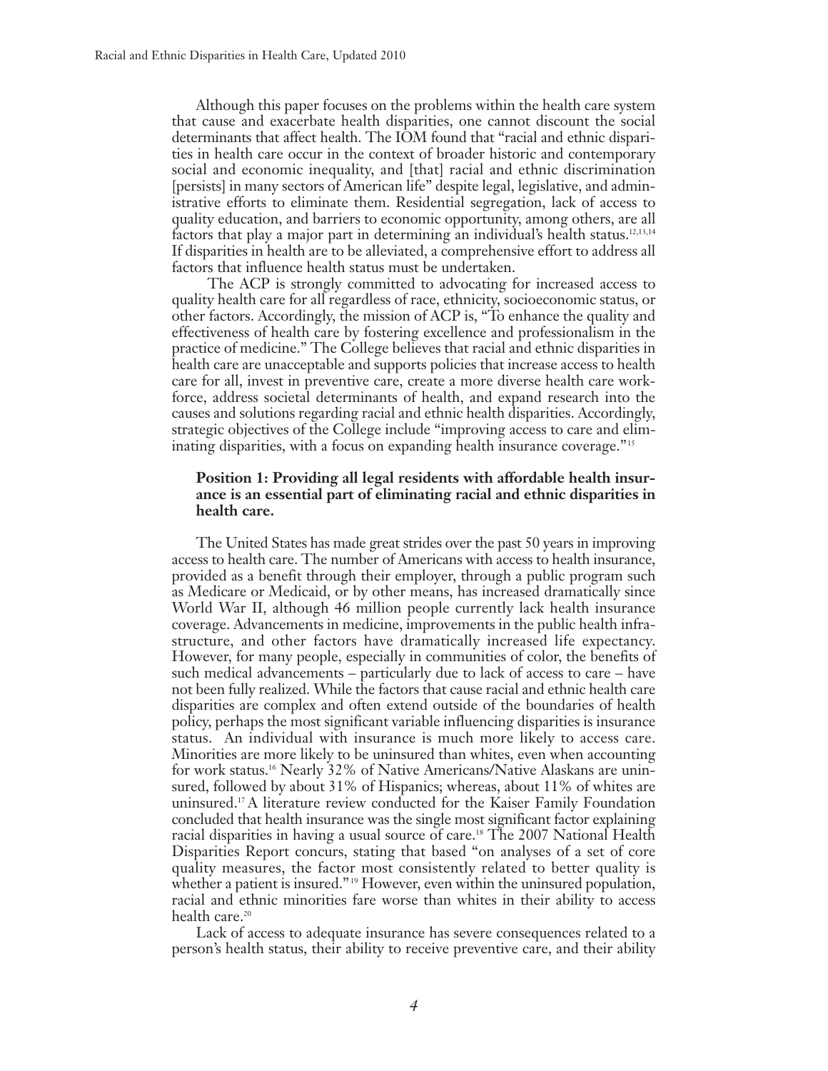Although this paper focuses on the problems within the health care system that cause and exacerbate health disparities, one cannot discount the social determinants that affect health. The IOM found that "racial and ethnic disparities in health care occur in the context of broader historic and contemporary social and economic inequality, and [that] racial and ethnic discrimination [persists] in many sectors of American life" despite legal, legislative, and administrative efforts to eliminate them. Residential segregation, lack of access to quality education, and barriers to economic opportunity, among others, are all factors that play a major part in determining an individual's health status.[12,13,14] If disparities in health are to be alleviated, a comprehensive effort to address all factors that influence health status must be undertaken.

The ACP is strongly committed to advocating for increased access to quality health care for all regardless of race, ethnicity, socioeconomic status, or other factors. Accordingly, the mission of ACP is, "To enhance the quality and effectiveness of health care by fostering excellence and professionalism in the practice of medicine." The College believes that racial and ethnic disparities in health care are unacceptable and supports policies that increase access to health care for all, invest in preventive care, create a more diverse health care workforce, address societal determinants of health, and expand research into the causes and solutions regarding racial and ethnic health disparities. Accordingly, strategic objectives of the College include "improving access to care and eliminating disparities, with a focus on expanding health insurance coverage."[15]

**Position 1: Providing all legal residents with affordable health insurance is an essential part of eliminating racial and ethnic disparities in health care.**

The United States has made great strides over the past 50 years in improving access to health care. The number of Americans with access to health insurance, provided as a benefit through their employer, through a public program such as Medicare or Medicaid, or by other means, has increased dramatically since World War II, although 46 million people currently lack health insurance coverage. Advancements in medicine, improvements in the public health infrastructure, and other factors have dramatically increased life expectancy. However, for many people, especially in communities of color, the benefits of such medical advancements – particularly due to lack of access to care – have not been fully realized. While the factors that cause racial and ethnic health care disparities are complex and often extend outside of the boundaries of health policy, perhaps the most significant variable influencing disparities is insurance status. An individual with insurance is much more likely to access care. Minorities are more likely to be uninsured than whites, even when accounting for work status.[16] Nearly 32% of Native Americans/Native Alaskans are uninsured, followed by about 31% of Hispanics; whereas, about 11% of whites are uninsured.[17] A literature review conducted for the Kaiser Family Foundation concluded that health insurance was the single most significant factor explaining racial disparities in having a usual source of care.[18] The 2007 National Health Disparities Report concurs, stating that based "on analyses of a set of core quality measures, the factor most consistently related to better quality is whether a patient is insured."[19] However, even within the uninsured population, racial and ethnic minorities fare worse than whites in their ability to access health care.[20]

Lack of access to adequate insurance has severe consequences related to a person's health status, their ability to receive preventive care, and their ability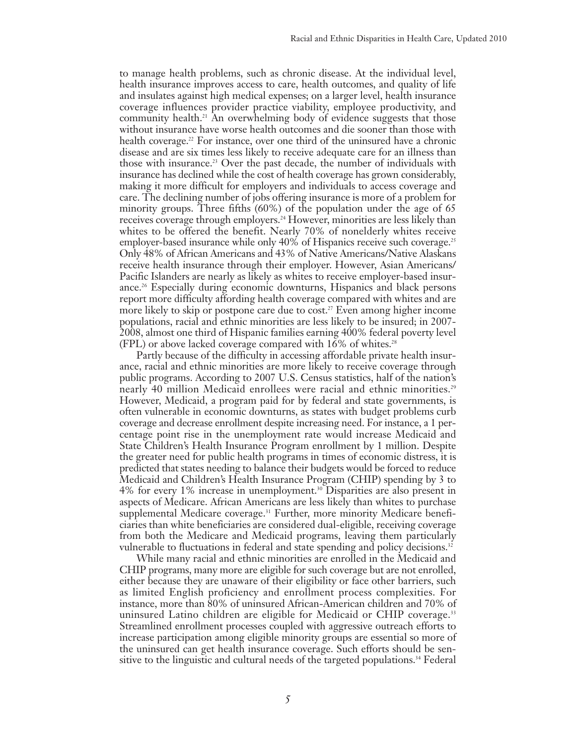to manage health problems, such as chronic disease. At the individual level, health insurance improves access to care, health outcomes, and quality of life and insulates against high medical expenses; on a larger level, health insurance coverage influences provider practice viability, employee productivity, and community health.[21] An overwhelming body of evidence suggests that those without insurance have worse health outcomes and die sooner than those with health coverage.[22] For instance, over one third of the uninsured have a chronic disease and are six times less likely to receive adequate care for an illness than those with insurance.[23] Over the past decade, the number of individuals with insurance has declined while the cost of health coverage has grown considerably, making it more difficult for employers and individuals to access coverage and care. The declining number of jobs offering insurance is more of a problem for minority groups. Three fifths (60%) of the population under the age of 65 receives coverage through employers.[24] However, minorities are less likely than whites to be offered the benefit. Nearly 70% of nonelderly whites receive employer-based insurance while only 40% of Hispanics receive such coverage.[25] Only 48% of African Americans and 43% of Native Americans/Native Alaskans receive health insurance through their employer. However, Asian Americans/Pacific Islanders are nearly as likely as whites to receive employer-based insurance.[26] Especially during economic downturns, Hispanics and black persons report more difficulty affording health coverage compared with whites and are more likely to skip or postpone care due to cost.[27] Even among higher income populations, racial and ethnic minorities are less likely to be insured; in 2007-2008, almost one third of Hispanic families earning 400% federal poverty level (FPL) or above lacked coverage compared with 16% of whites.[28]

Partly because of the difficulty in accessing affordable private health insurance, racial and ethnic minorities are more likely to receive coverage through public programs. According to 2007 U.S. Census statistics, half of the nation's nearly 40 million Medicaid enrollees were racial and ethnic minorities.[29] However, Medicaid, a program paid for by federal and state governments, is often vulnerable in economic downturns, as states with budget problems curb coverage and decrease enrollment despite increasing need. For instance, a 1 percentage point rise in the unemployment rate would increase Medicaid and State Children's Health Insurance Program enrollment by 1 million. Despite the greater need for public health programs in times of economic distress, it is predicted that states needing to balance their budgets would be forced to reduce Medicaid and Children's Health Insurance Program (CHIP) spending by 3 to 4% for every 1% increase in unemployment.[30] Disparities are also present in aspects of Medicare. African Americans are less likely than whites to purchase supplemental Medicare coverage.[31] Further, more minority Medicare beneficiaries than white beneficiaries are considered dual-eligible, receiving coverage from both the Medicare and Medicaid programs, leaving them particularly vulnerable to fluctuations in federal and state spending and policy decisions.[32]

While many racial and ethnic minorities are enrolled in the Medicaid and CHIP programs, many more are eligible for such coverage but are not enrolled, either because they are unaware of their eligibility or face other barriers, such as limited English proficiency and enrollment process complexities. For instance, more than 80% of uninsured African-American children and 70% of uninsured Latino children are eligible for Medicaid or CHIP coverage.[33] Streamlined enrollment processes coupled with aggressive outreach efforts to increase participation among eligible minority groups are essential so more of the uninsured can get health insurance coverage. Such efforts should be sensitive to the linguistic and cultural needs of the targeted populations.[34] Federal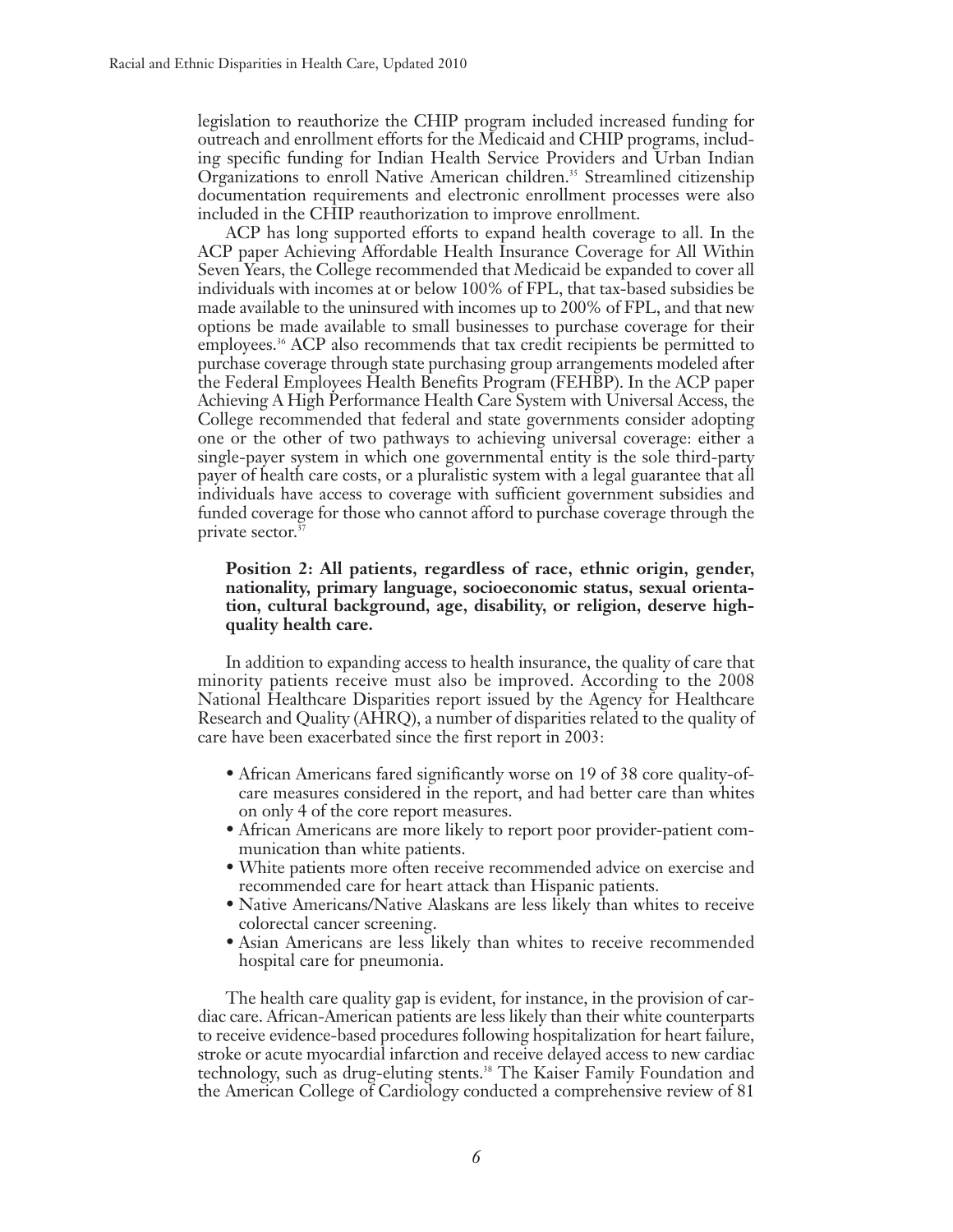legislation to reauthorize the CHIP program included increased funding for outreach and enrollment efforts for the Medicaid and CHIP programs, including specific funding for Indian Health Service Providers and Urban Indian Organizations to enroll Native American children.[35] Streamlined citizenship documentation requirements and electronic enrollment processes were also included in the CHIP reauthorization to improve enrollment.

ACP has long supported efforts to expand health coverage to all. In the ACP paper Achieving Affordable Health Insurance Coverage for All Within Seven Years, the College recommended that Medicaid be expanded to cover all individuals with incomes at or below 100% of FPL, that tax-based subsidies be made available to the uninsured with incomes up to 200% of FPL, and that new options be made available to small businesses to purchase coverage for their employees.[36] ACP also recommends that tax credit recipients be permitted to purchase coverage through state purchasing group arrangements modeled after the Federal Employees Health Benefits Program (FEHBP). In the ACP paper Achieving A High Performance Health Care System with Universal Access, the College recommended that federal and state governments consider adopting one or the other of two pathways to achieving universal coverage: either a single-payer system in which one governmental entity is the sole third-party payer of health care costs, or a pluralistic system with a legal guarantee that all individuals have access to coverage with sufficient government subsidies and funded coverage for those who cannot afford to purchase coverage through the private sector.[37]

**Position 2: All patients, regardless of race, ethnic origin, gender, nationality, primary language, socioeconomic status, sexual orientation, cultural background, age, disability, or religion, deserve high-quality health care.**

In addition to expanding access to health insurance, the quality of care that minority patients receive must also be improved. According to the 2008 National Healthcare Disparities report issued by the Agency for Healthcare Research and Quality (AHRQ), a number of disparities related to the quality of care have been exacerbated since the first report in 2003:

- African Americans fared significantly worse on 19 of 38 core quality-of-care measures considered in the report, and had better care than whites on only 4 of the core report measures.
- African Americans are more likely to report poor provider-patient communication than white patients.
- White patients more often receive recommended advice on exercise and recommended care for heart attack than Hispanic patients.
- Native Americans/Native Alaskans are less likely than whites to receive colorectal cancer screening.
- Asian Americans are less likely than whites to receive recommended hospital care for pneumonia.

The health care quality gap is evident, for instance, in the provision of cardiac care. African-American patients are less likely than their white counterparts to receive evidence-based procedures following hospitalization for heart failure, stroke or acute myocardial infarction and receive delayed access to new cardiac technology, such as drug-eluting stents.[38] The Kaiser Family Foundation and the American College of Cardiology conducted a comprehensive review of 81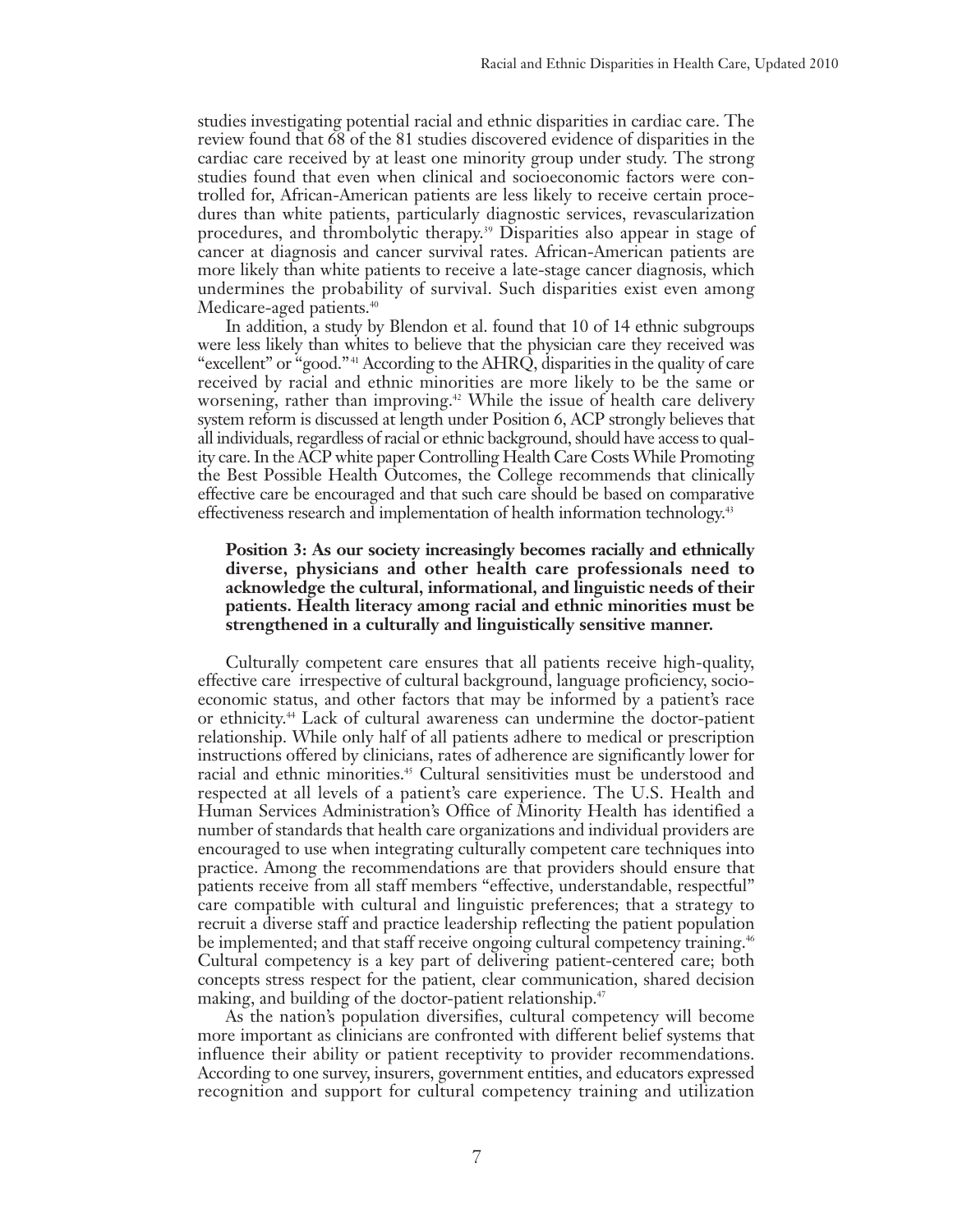studies investigating potential racial and ethnic disparities in cardiac care. The review found that 68 of the 81 studies discovered evidence of disparities in the cardiac care received by at least one minority group under study. The strong studies found that even when clinical and socioeconomic factors were controlled for, African-American patients are less likely to receive certain procedures than white patients, particularly diagnostic services, revascularization procedures, and thrombolytic therapy.[39] Disparities also appear in stage of cancer at diagnosis and cancer survival rates. African-American patients are more likely than white patients to receive a late-stage cancer diagnosis, which undermines the probability of survival. Such disparities exist even among Medicare-aged patients.[40]

In addition, a study by Blendon et al. found that 10 of 14 ethnic subgroups were less likely than whites to believe that the physician care they received was "excellent" or "good."[41] According to the AHRQ, disparities in the quality of care received by racial and ethnic minorities are more likely to be the same or worsening, rather than improving.[42] While the issue of health care delivery system reform is discussed at length under Position 6, ACP strongly believes that all individuals, regardless of racial or ethnic background, should have access to quality care. In the ACP white paper Controlling Health Care Costs While Promoting the Best Possible Health Outcomes, the College recommends that clinically effective care be encouraged and that such care should be based on comparative effectiveness research and implementation of health information technology.[43]

**Position 3: As our society increasingly becomes racially and ethnically diverse, physicians and other health care professionals need to acknowledge the cultural, informational, and linguistic needs of their patients. Health literacy among racial and ethnic minorities must be strengthened in a culturally and linguistically sensitive manner.**

Culturally competent care ensures that all patients receive high-quality, effective care irrespective of cultural background, language proficiency, socioeconomic status, and other factors that may be informed by a patient's race or ethnicity.[44] Lack of cultural awareness can undermine the doctor-patient relationship. While only half of all patients adhere to medical or prescription instructions offered by clinicians, rates of adherence are significantly lower for racial and ethnic minorities.[45] Cultural sensitivities must be understood and respected at all levels of a patient's care experience. The U.S. Health and Human Services Administration's Office of Minority Health has identified a number of standards that health care organizations and individual providers are encouraged to use when integrating culturally competent care techniques into practice. Among the recommendations are that providers should ensure that patients receive from all staff members "effective, understandable, respectful" care compatible with cultural and linguistic preferences; that a strategy to recruit a diverse staff and practice leadership reflecting the patient population be implemented; and that staff receive ongoing cultural competency training.[46] Cultural competency is a key part of delivering patient-centered care; both concepts stress respect for the patient, clear communication, shared decision making, and building of the doctor-patient relationship.[47]

As the nation's population diversifies, cultural competency will become more important as clinicians are confronted with different belief systems that influence their ability or patient receptivity to provider recommendations. According to one survey, insurers, government entities, and educators expressed recognition and support for cultural competency training and utilization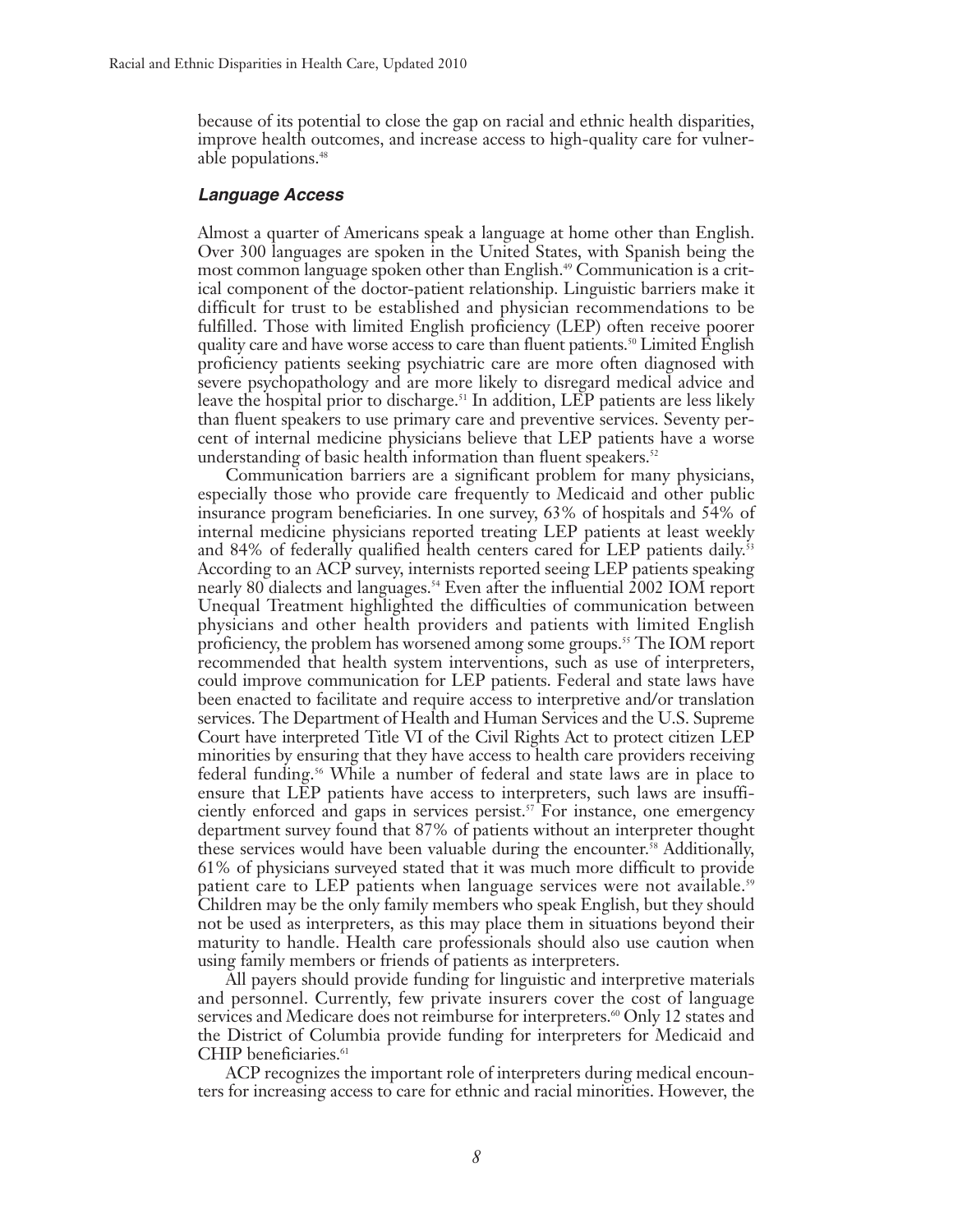because of its potential to close the gap on racial and ethnic health disparities, improve health outcomes, and increase access to high-quality care for vulnerable populations.[48]

### *Language Access*

Almost a quarter of Americans speak a language at home other than English. Over 300 languages are spoken in the United States, with Spanish being the most common language spoken other than English.[49] Communication is a critical component of the doctor-patient relationship. Linguistic barriers make it difficult for trust to be established and physician recommendations to be fulfilled. Those with limited English proficiency (LEP) often receive poorer quality care and have worse access to care than fluent patients.[50] Limited English proficiency patients seeking psychiatric care are more often diagnosed with severe psychopathology and are more likely to disregard medical advice and leave the hospital prior to discharge.[51] In addition, LEP patients are less likely than fluent speakers to use primary care and preventive services. Seventy percent of internal medicine physicians believe that LEP patients have a worse understanding of basic health information than fluent speakers.[52]

Communication barriers are a significant problem for many physicians, especially those who provide care frequently to Medicaid and other public insurance program beneficiaries. In one survey, 63% of hospitals and 54% of internal medicine physicians reported treating LEP patients at least weekly and 84% of federally qualified health centers cared for LEP patients daily.[53] According to an ACP survey, internists reported seeing LEP patients speaking nearly 80 dialects and languages.[54] Even after the influential 2002 IOM report Unequal Treatment highlighted the difficulties of communication between physicians and other health providers and patients with limited English proficiency, the problem has worsened among some groups.[55] The IOM report recommended that health system interventions, such as use of interpreters, could improve communication for LEP patients. Federal and state laws have been enacted to facilitate and require access to interpretive and/or translation services. The Department of Health and Human Services and the U.S. Supreme Court have interpreted Title VI of the Civil Rights Act to protect citizen LEP minorities by ensuring that they have access to health care providers receiving federal funding.[56] While a number of federal and state laws are in place to ensure that LEP patients have access to interpreters, such laws are insufficiently enforced and gaps in services persist.[57] For instance, one emergency department survey found that 87% of patients without an interpreter thought these services would have been valuable during the encounter.[58] Additionally, 61% of physicians surveyed stated that it was much more difficult to provide patient care to LEP patients when language services were not available.[59] Children may be the only family members who speak English, but they should not be used as interpreters, as this may place them in situations beyond their maturity to handle. Health care professionals should also use caution when using family members or friends of patients as interpreters.

All payers should provide funding for linguistic and interpretive materials and personnel. Currently, few private insurers cover the cost of language services and Medicare does not reimburse for interpreters.[60] Only 12 states and the District of Columbia provide funding for interpreters for Medicaid and CHIP beneficiaries.[61]

ACP recognizes the important role of interpreters during medical encounters for increasing access to care for ethnic and racial minorities. However, the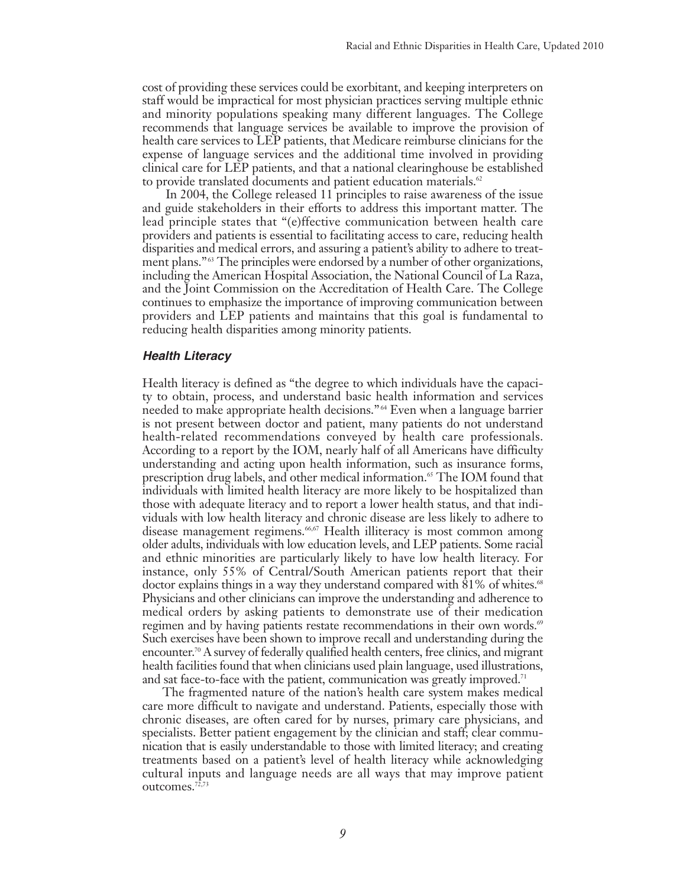cost of providing these services could be exorbitant, and keeping interpreters on staff would be impractical for most physician practices serving multiple ethnic and minority populations speaking many different languages. The College recommends that language services be available to improve the provision of health care services to LEP patients, that Medicare reimburse clinicians for the expense of language services and the additional time involved in providing clinical care for LEP patients, and that a national clearinghouse be established to provide translated documents and patient education materials.[62]

In 2004, the College released 11 principles to raise awareness of the issue and guide stakeholders in their efforts to address this important matter. The lead principle states that "(e)ffective communication between health care providers and patients is essential to facilitating access to care, reducing health disparities and medical errors, and assuring a patient's ability to adhere to treatment plans."[63] The principles were endorsed by a number of other organizations, including the American Hospital Association, the National Council of La Raza, and the Joint Commission on the Accreditation of Health Care. The College continues to emphasize the importance of improving communication between providers and LEP patients and maintains that this goal is fundamental to reducing health disparities among minority patients.

### *Health Literacy*

Health literacy is defined as "the degree to which individuals have the capacity to obtain, process, and understand basic health information and services needed to make appropriate health decisions."[64] Even when a language barrier is not present between doctor and patient, many patients do not understand health-related recommendations conveyed by health care professionals. According to a report by the IOM, nearly half of all Americans have difficulty understanding and acting upon health information, such as insurance forms, prescription drug labels, and other medical information.[65] The IOM found that individuals with limited health literacy are more likely to be hospitalized than those with adequate literacy and to report a lower health status, and that individuals with low health literacy and chronic disease are less likely to adhere to disease management regimens.[66,67] Health illiteracy is most common among older adults, individuals with low education levels, and LEP patients. Some racial and ethnic minorities are particularly likely to have low health literacy. For instance, only 55% of Central/South American patients report that their doctor explains things in a way they understand compared with 81% of whites.[68] Physicians and other clinicians can improve the understanding and adherence to medical orders by asking patients to demonstrate use of their medication regimen and by having patients restate recommendations in their own words.[69] Such exercises have been shown to improve recall and understanding during the encounter.[70] A survey of federally qualified health centers, free clinics, and migrant health facilities found that when clinicians used plain language, used illustrations, and sat face-to-face with the patient, communication was greatly improved.[71]

The fragmented nature of the nation's health care system makes medical care more difficult to navigate and understand. Patients, especially those with chronic diseases, are often cared for by nurses, primary care physicians, and specialists. Better patient engagement by the clinician and staff; clear communication that is easily understandable to those with limited literacy; and creating treatments based on a patient's level of health literacy while acknowledging cultural inputs and language needs are all ways that may improve patient outcomes.[72,73]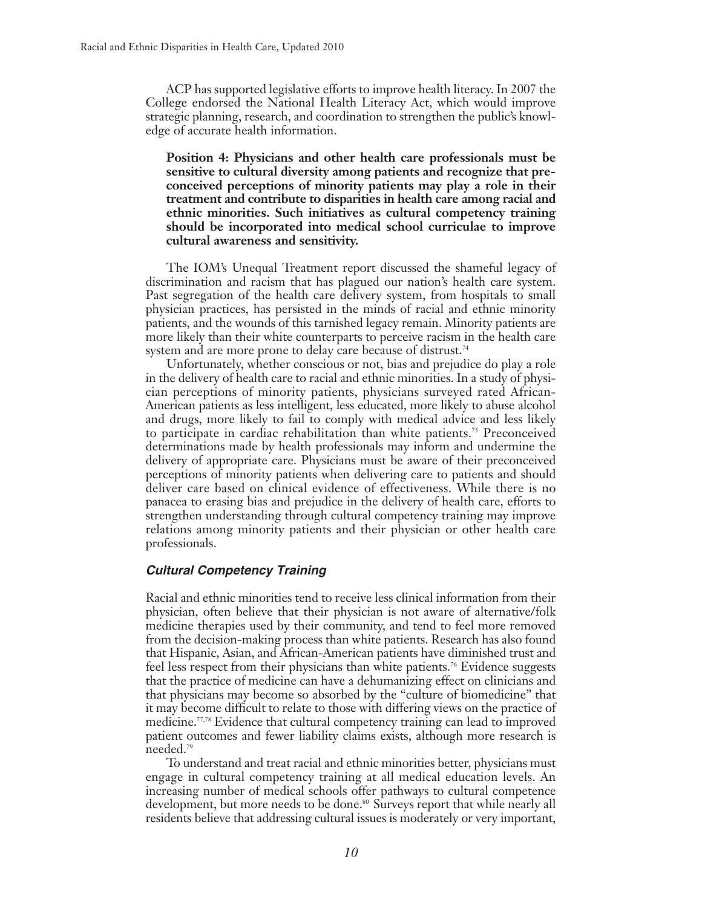ACP has supported legislative efforts to improve health literacy. In 2007 the College endorsed the National Health Literacy Act, which would improve strategic planning, research, and coordination to strengthen the public's knowledge of accurate health information.

**Position 4: Physicians and other health care professionals must be sensitive to cultural diversity among patients and recognize that preconceived perceptions of minority patients may play a role in their treatment and contribute to disparities in health care among racial and ethnic minorities. Such initiatives as cultural competency training should be incorporated into medical school curriculae to improve cultural awareness and sensitivity.**

The IOM's Unequal Treatment report discussed the shameful legacy of discrimination and racism that has plagued our nation's health care system. Past segregation of the health care delivery system, from hospitals to small physician practices, has persisted in the minds of racial and ethnic minority patients, and the wounds of this tarnished legacy remain. Minority patients are more likely than their white counterparts to perceive racism in the health care system and are more prone to delay care because of distrust.[74]

Unfortunately, whether conscious or not, bias and prejudice do play a role in the delivery of health care to racial and ethnic minorities. In a study of physician perceptions of minority patients, physicians surveyed rated African-American patients as less intelligent, less educated, more likely to abuse alcohol and drugs, more likely to fail to comply with medical advice and less likely to participate in cardiac rehabilitation than white patients.[75] Preconceived determinations made by health professionals may inform and undermine the delivery of appropriate care. Physicians must be aware of their preconceived perceptions of minority patients when delivering care to patients and should deliver care based on clinical evidence of effectiveness. While there is no panacea to erasing bias and prejudice in the delivery of health care, efforts to strengthen understanding through cultural competency training may improve relations among minority patients and their physician or other health care professionals.

### *Cultural Competency Training*

Racial and ethnic minorities tend to receive less clinical information from their physician, often believe that their physician is not aware of alternative/folk medicine therapies used by their community, and tend to feel more removed from the decision-making process than white patients. Research has also found that Hispanic, Asian, and African-American patients have diminished trust and feel less respect from their physicians than white patients.[76] Evidence suggests that the practice of medicine can have a dehumanizing effect on clinicians and that physicians may become so absorbed by the "culture of biomedicine" that it may become difficult to relate to those with differing views on the practice of medicine.[77,78] Evidence that cultural competency training can lead to improved patient outcomes and fewer liability claims exists, although more research is needed.[79]

To understand and treat racial and ethnic minorities better, physicians must engage in cultural competency training at all medical education levels. An increasing number of medical schools offer pathways to cultural competence development, but more needs to be done.[80] Surveys report that while nearly all residents believe that addressing cultural issues is moderately or very important,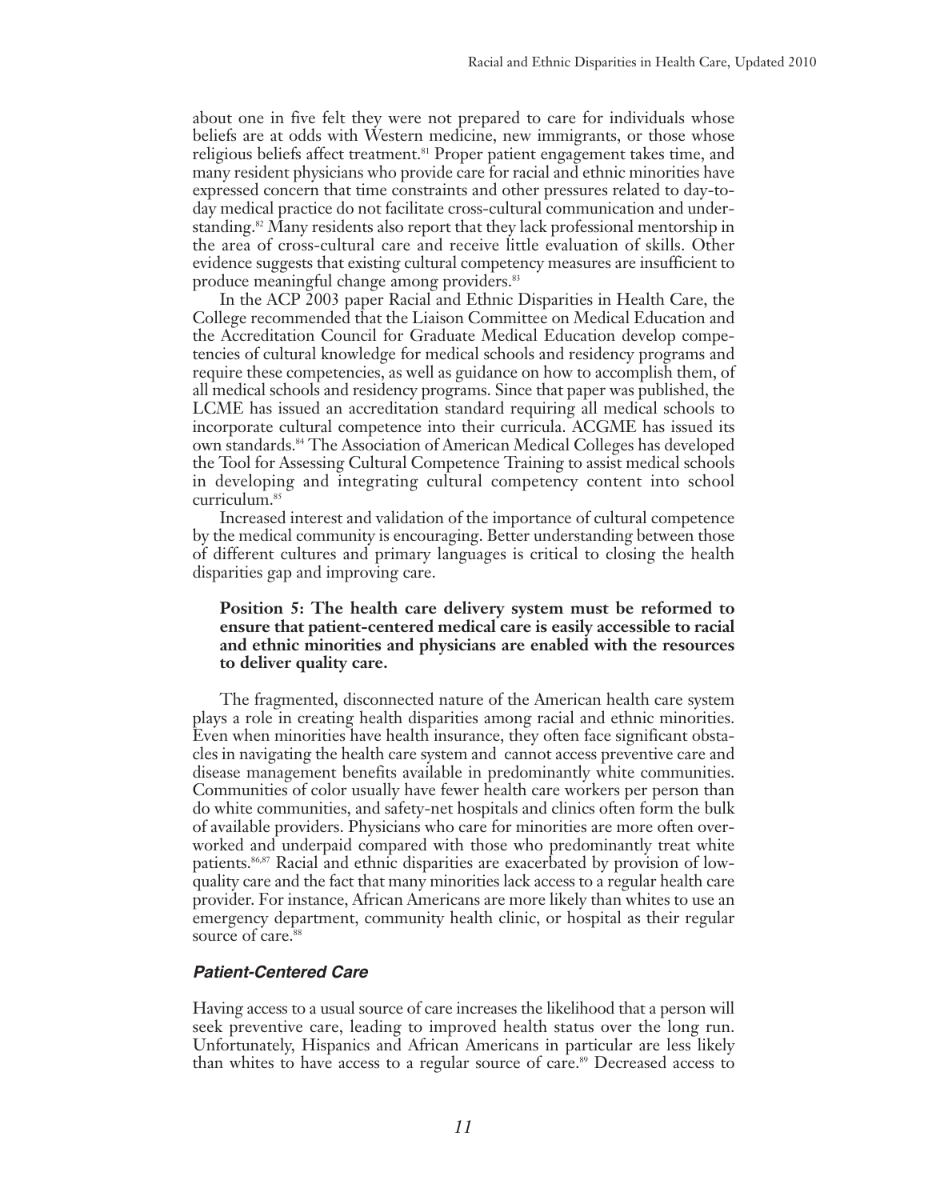about one in five felt they were not prepared to care for individuals whose beliefs are at odds with Western medicine, new immigrants, or those whose religious beliefs affect treatment.[81] Proper patient engagement takes time, and many resident physicians who provide care for racial and ethnic minorities have expressed concern that time constraints and other pressures related to day-to-day medical practice do not facilitate cross-cultural communication and understanding.[82] Many residents also report that they lack professional mentorship in the area of cross-cultural care and receive little evaluation of skills. Other evidence suggests that existing cultural competency measures are insufficient to produce meaningful change among providers.[83]

In the ACP 2003 paper Racial and Ethnic Disparities in Health Care, the College recommended that the Liaison Committee on Medical Education and the Accreditation Council for Graduate Medical Education develop competencies of cultural knowledge for medical schools and residency programs and require these competencies, as well as guidance on how to accomplish them, of all medical schools and residency programs. Since that paper was published, the LCME has issued an accreditation standard requiring all medical schools to incorporate cultural competence into their curricula. ACGME has issued its own standards.[84] The Association of American Medical Colleges has developed the Tool for Assessing Cultural Competence Training to assist medical schools in developing and integrating cultural competency content into school curriculum.[85]

Increased interest and validation of the importance of cultural competence by the medical community is encouraging. Better understanding between those of different cultures and primary languages is critical to closing the health disparities gap and improving care.

**Position 5: The health care delivery system must be reformed to ensure that patient-centered medical care is easily accessible to racial and ethnic minorities and physicians are enabled with the resources to deliver quality care.**

The fragmented, disconnected nature of the American health care system plays a role in creating health disparities among racial and ethnic minorities. Even when minorities have health insurance, they often face significant obstacles in navigating the health care system and cannot access preventive care and disease management benefits available in predominantly white communities. Communities of color usually have fewer health care workers per person than do white communities, and safety-net hospitals and clinics often form the bulk of available providers. Physicians who care for minorities are more often overworked and underpaid compared with those who predominantly treat white patients.[86,87] Racial and ethnic disparities are exacerbated by provision of low-quality care and the fact that many minorities lack access to a regular health care provider. For instance, African Americans are more likely than whites to use an emergency department, community health clinic, or hospital as their regular source of care.[88]

### *Patient-Centered Care*

Having access to a usual source of care increases the likelihood that a person will seek preventive care, leading to improved health status over the long run. Unfortunately, Hispanics and African Americans in particular are less likely than whites to have access to a regular source of care.[89] Decreased access to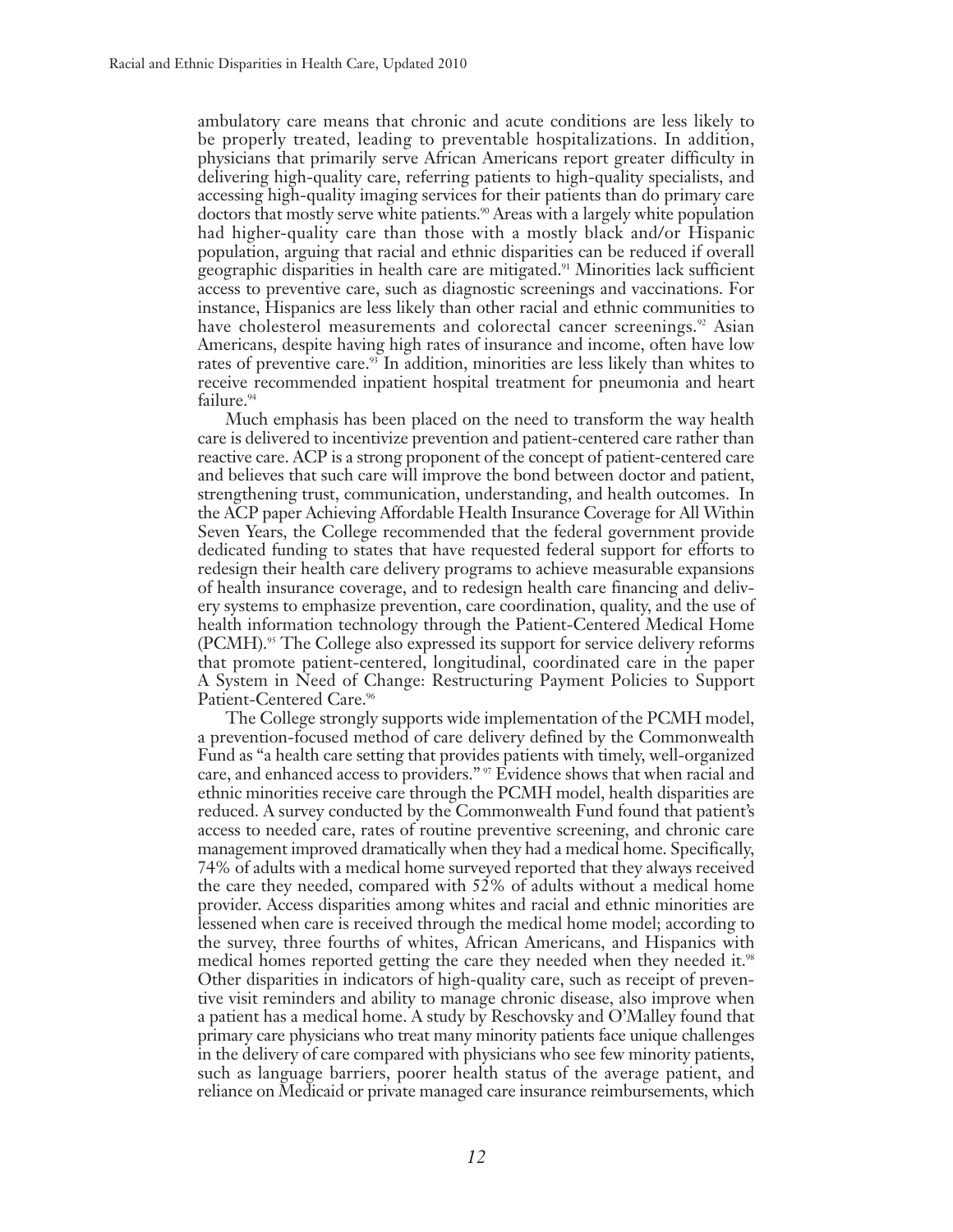ambulatory care means that chronic and acute conditions are less likely to be properly treated, leading to preventable hospitalizations. In addition, physicians that primarily serve African Americans report greater difficulty in delivering high-quality care, referring patients to high-quality specialists, and accessing high-quality imaging services for their patients than do primary care doctors that mostly serve white patients.[90] Areas with a largely white population had higher-quality care than those with a mostly black and/or Hispanic population, arguing that racial and ethnic disparities can be reduced if overall geographic disparities in health care are mitigated.[91] Minorities lack sufficient access to preventive care, such as diagnostic screenings and vaccinations. For instance, Hispanics are less likely than other racial and ethnic communities to have cholesterol measurements and colorectal cancer screenings.[92] Asian Americans, despite having high rates of insurance and income, often have low rates of preventive care.[93] In addition, minorities are less likely than whites to receive recommended inpatient hospital treatment for pneumonia and heart failure.[94]

Much emphasis has been placed on the need to transform the way health care is delivered to incentivize prevention and patient-centered care rather than reactive care. ACP is a strong proponent of the concept of patient-centered care and believes that such care will improve the bond between doctor and patient, strengthening trust, communication, understanding, and health outcomes. In the ACP paper Achieving Affordable Health Insurance Coverage for All Within Seven Years, the College recommended that the federal government provide dedicated funding to states that have requested federal support for efforts to redesign their health care delivery programs to achieve measurable expansions of health insurance coverage, and to redesign health care financing and delivery systems to emphasize prevention, care coordination, quality, and the use of health information technology through the Patient-Centered Medical Home (PCMH).[95] The College also expressed its support for service delivery reforms that promote patient-centered, longitudinal, coordinated care in the paper A System in Need of Change: Restructuring Payment Policies to Support Patient-Centered Care.[96]

The College strongly supports wide implementation of the PCMH model, a prevention-focused method of care delivery defined by the Commonwealth Fund as "a health care setting that provides patients with timely, well-organized care, and enhanced access to providers."[97] Evidence shows that when racial and ethnic minorities receive care through the PCMH model, health disparities are reduced. A survey conducted by the Commonwealth Fund found that patient's access to needed care, rates of routine preventive screening, and chronic care management improved dramatically when they had a medical home. Specifically, 74% of adults with a medical home surveyed reported that they always received the care they needed, compared with 52% of adults without a medical home provider. Access disparities among whites and racial and ethnic minorities are lessened when care is received through the medical home model; according to the survey, three fourths of whites, African Americans, and Hispanics with medical homes reported getting the care they needed when they needed it.[98] Other disparities in indicators of high-quality care, such as receipt of preventive visit reminders and ability to manage chronic disease, also improve when a patient has a medical home. A study by Reschovsky and O'Malley found that primary care physicians who treat many minority patients face unique challenges in the delivery of care compared with physicians who see few minority patients, such as language barriers, poorer health status of the average patient, and reliance on Medicaid or private managed care insurance reimbursements, which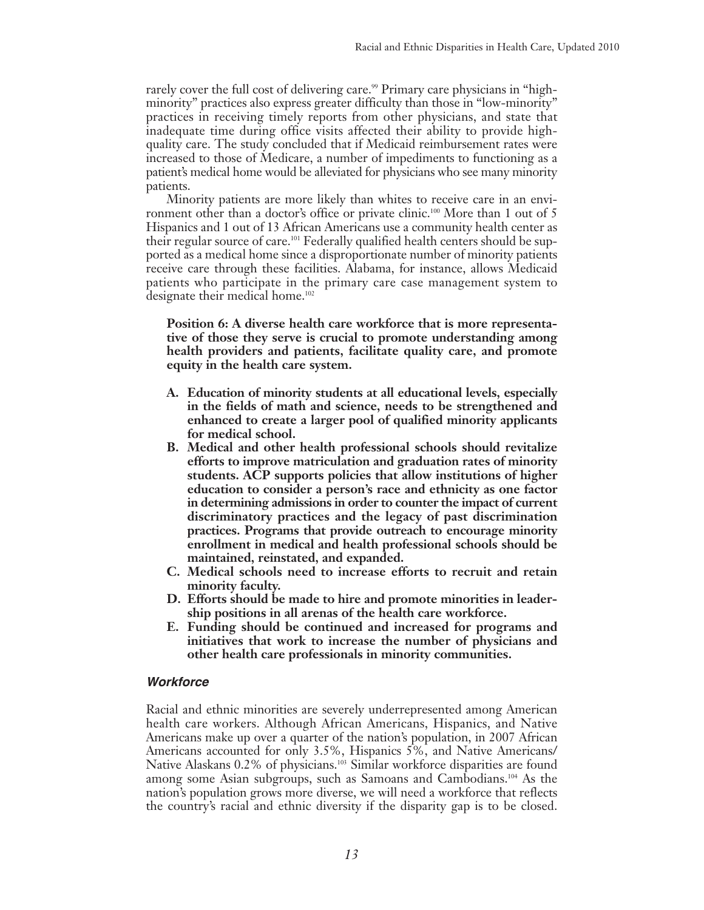rarely cover the full cost of delivering care.[99] Primary care physicians in "high-minority" practices also express greater difficulty than those in "low-minority" practices in receiving timely reports from other physicians, and state that inadequate time during office visits affected their ability to provide high-quality care. The study concluded that if Medicaid reimbursement rates were increased to those of Medicare, a number of impediments to functioning as a patient's medical home would be alleviated for physicians who see many minority patients.

Minority patients are more likely than whites to receive care in an environment other than a doctor's office or private clinic.[100] More than 1 out of 5 Hispanics and 1 out of 13 African Americans use a community health center as their regular source of care.[101] Federally qualified health centers should be supported as a medical home since a disproportionate number of minority patients receive care through these facilities. Alabama, for instance, allows Medicaid patients who participate in the primary care case management system to designate their medical home.[102]

**Position 6: A diverse health care workforce that is more representative of those they serve is crucial to promote understanding among health providers and patients, facilitate quality care, and promote equity in the health care system.**

- **A. Education of minority students at all educational levels, especially in the fields of math and science, needs to be strengthened and enhanced to create a larger pool of qualified minority applicants for medical school.**
- **B. Medical and other health professional schools should revitalize efforts to improve matriculation and graduation rates of minority students. ACP supports policies that allow institutions of higher education to consider a person's race and ethnicity as one factor in determining admissions in order to counter the impact of current discriminatory practices and the legacy of past discrimination practices. Programs that provide outreach to encourage minority enrollment in medical and health professional schools should be maintained, reinstated, and expanded.**
- **C. Medical schools need to increase efforts to recruit and retain minority faculty.**
- **D. Efforts should be made to hire and promote minorities in leadership positions in all arenas of the health care workforce.**
- **E. Funding should be continued and increased for programs and initiatives that work to increase the number of physicians and other health care professionals in minority communities.**

### *Workforce*

Racial and ethnic minorities are severely underrepresented among American health care workers. Although African Americans, Hispanics, and Native Americans make up over a quarter of the nation's population, in 2007 African Americans accounted for only 3.5%, Hispanics 5%, and Native Americans/Native Alaskans 0.2% of physicians.[103] Similar workforce disparities are found among some Asian subgroups, such as Samoans and Cambodians.[104] As the nation's population grows more diverse, we will need a workforce that reflects the country's racial and ethnic diversity if the disparity gap is to be closed.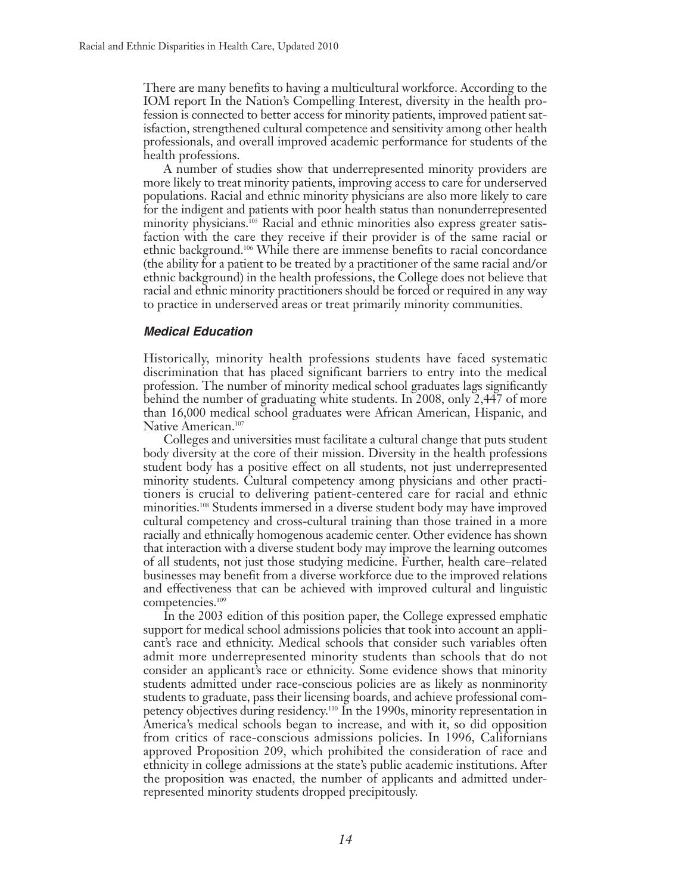There are many benefits to having a multicultural workforce. According to the IOM report In the Nation's Compelling Interest, diversity in the health profession is connected to better access for minority patients, improved patient satisfaction, strengthened cultural competence and sensitivity among other health professionals, and overall improved academic performance for students of the health professions.

A number of studies show that underrepresented minority providers are more likely to treat minority patients, improving access to care for underserved populations. Racial and ethnic minority physicians are also more likely to care for the indigent and patients with poor health status than nonunderrepresented minority physicians.[105] Racial and ethnic minorities also express greater satisfaction with the care they receive if their provider is of the same racial or ethnic background.[106] While there are immense benefits to racial concordance (the ability for a patient to be treated by a practitioner of the same racial and/or ethnic background) in the health professions, the College does not believe that racial and ethnic minority practitioners should be forced or required in any way to practice in underserved areas or treat primarily minority communities.

### *Medical Education*

Historically, minority health professions students have faced systematic discrimination that has placed significant barriers to entry into the medical profession. The number of minority medical school graduates lags significantly behind the number of graduating white students. In 2008, only 2,447 of more than 16,000 medical school graduates were African American, Hispanic, and Native American.[107]

Colleges and universities must facilitate a cultural change that puts student body diversity at the core of their mission. Diversity in the health professions student body has a positive effect on all students, not just underrepresented minority students. Cultural competency among physicians and other practitioners is crucial to delivering patient-centered care for racial and ethnic minorities.[108] Students immersed in a diverse student body may have improved cultural competency and cross-cultural training than those trained in a more racially and ethnically homogenous academic center. Other evidence has shown that interaction with a diverse student body may improve the learning outcomes of all students, not just those studying medicine. Further, health care–related businesses may benefit from a diverse workforce due to the improved relations and effectiveness that can be achieved with improved cultural and linguistic competencies.[109]

In the 2003 edition of this position paper, the College expressed emphatic support for medical school admissions policies that took into account an applicant's race and ethnicity. Medical schools that consider such variables often admit more underrepresented minority students than schools that do not consider an applicant's race or ethnicity. Some evidence shows that minority students admitted under race-conscious policies are as likely as nonminority students to graduate, pass their licensing boards, and achieve professional competency objectives during residency.[110] In the 1990s, minority representation in America's medical schools began to increase, and with it, so did opposition from critics of race-conscious admissions policies. In 1996, Californians approved Proposition 209, which prohibited the consideration of race and ethnicity in college admissions at the state's public academic institutions. After the proposition was enacted, the number of applicants and admitted underrepresented minority students dropped precipitously.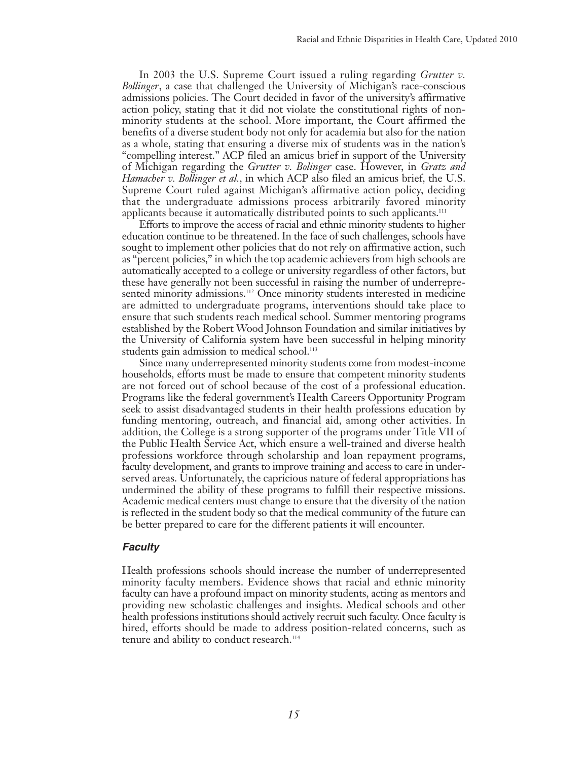In 2003 the U.S. Supreme Court issued a ruling regarding *Grutter v. Bollinger*, a case that challenged the University of Michigan's race-conscious admissions policies. The Court decided in favor of the university's affirmative action policy, stating that it did not violate the constitutional rights of non-minority students at the school. More important, the Court affirmed the benefits of a diverse student body not only for academia but also for the nation as a whole, stating that ensuring a diverse mix of students was in the nation's "compelling interest." ACP filed an amicus brief in support of the University of Michigan regarding the *Grutter v. Bolinger* case. However, in *Gratz and Hamacher v. Bollinger et al.*, in which ACP also filed an amicus brief, the U.S. Supreme Court ruled against Michigan's affirmative action policy, deciding that the undergraduate admissions process arbitrarily favored minority applicants because it automatically distributed points to such applicants.[111]

Efforts to improve the access of racial and ethnic minority students to higher education continue to be threatened. In the face of such challenges, schools have sought to implement other policies that do not rely on affirmative action, such as "percent policies," in which the top academic achievers from high schools are automatically accepted to a college or university regardless of other factors, but these have generally not been successful in raising the number of underrepresented minority admissions.[112] Once minority students interested in medicine are admitted to undergraduate programs, interventions should take place to ensure that such students reach medical school. Summer mentoring programs established by the Robert Wood Johnson Foundation and similar initiatives by the University of California system have been successful in helping minority students gain admission to medical school.[113]

Since many underrepresented minority students come from modest-income households, efforts must be made to ensure that competent minority students are not forced out of school because of the cost of a professional education. Programs like the federal government's Health Careers Opportunity Program seek to assist disadvantaged students in their health professions education by funding mentoring, outreach, and financial aid, among other activities. In addition, the College is a strong supporter of the programs under Title VII of the Public Health Service Act, which ensure a well-trained and diverse health professions workforce through scholarship and loan repayment programs, faculty development, and grants to improve training and access to care in underserved areas. Unfortunately, the capricious nature of federal appropriations has undermined the ability of these programs to fulfill their respective missions. Academic medical centers must change to ensure that the diversity of the nation is reflected in the student body so that the medical community of the future can be better prepared to care for the different patients it will encounter.

### *Faculty*

Health professions schools should increase the number of underrepresented minority faculty members. Evidence shows that racial and ethnic minority faculty can have a profound impact on minority students, acting as mentors and providing new scholastic challenges and insights. Medical schools and other health professions institutions should actively recruit such faculty. Once faculty is hired, efforts should be made to address position-related concerns, such as tenure and ability to conduct research.[114]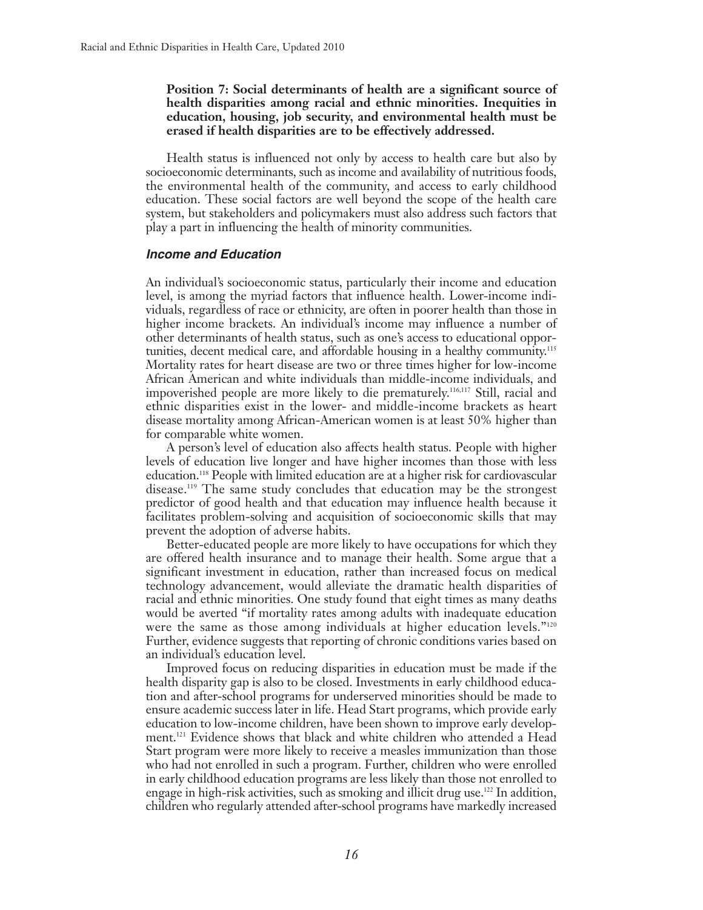**Position 7: Social determinants of health are a significant source of health disparities among racial and ethnic minorities. Inequities in education, housing, job security, and environmental health must be erased if health disparities are to be effectively addressed.**

Health status is influenced not only by access to health care but also by socioeconomic determinants, such as income and availability of nutritious foods, the environmental health of the community, and access to early childhood education. These social factors are well beyond the scope of the health care system, but stakeholders and policymakers must also address such factors that play a part in influencing the health of minority communities.

### *Income and Education*

An individual's socioeconomic status, particularly their income and education level, is among the myriad factors that influence health. Lower-income individuals, regardless of race or ethnicity, are often in poorer health than those in higher income brackets. An individual's income may influence a number of other determinants of health status, such as one's access to educational opportunities, decent medical care, and affordable housing in a healthy community.[115] Mortality rates for heart disease are two or three times higher for low-income African American and white individuals than middle-income individuals, and impoverished people are more likely to die prematurely.[116,117] Still, racial and ethnic disparities exist in the lower- and middle-income brackets as heart disease mortality among African-American women is at least 50% higher than for comparable white women.

A person's level of education also affects health status. People with higher levels of education live longer and have higher incomes than those with less education.[118] People with limited education are at a higher risk for cardiovascular disease.[119] The same study concludes that education may be the strongest predictor of good health and that education may influence health because it facilitates problem-solving and acquisition of socioeconomic skills that may prevent the adoption of adverse habits.

Better-educated people are more likely to have occupations for which they are offered health insurance and to manage their health. Some argue that a significant investment in education, rather than increased focus on medical technology advancement, would alleviate the dramatic health disparities of racial and ethnic minorities. One study found that eight times as many deaths would be averted "if mortality rates among adults with inadequate education were the same as those among individuals at higher education levels."[120] Further, evidence suggests that reporting of chronic conditions varies based on an individual's education level.

Improved focus on reducing disparities in education must be made if the health disparity gap is also to be closed. Investments in early childhood education and after-school programs for underserved minorities should be made to ensure academic success later in life. Head Start programs, which provide early education to low-income children, have been shown to improve early development.[121] Evidence shows that black and white children who attended a Head Start program were more likely to receive a measles immunization than those who had not enrolled in such a program. Further, children who were enrolled in early childhood education programs are less likely than those not enrolled to engage in high-risk activities, such as smoking and illicit drug use.[122] In addition, children who regularly attended after-school programs have markedly increased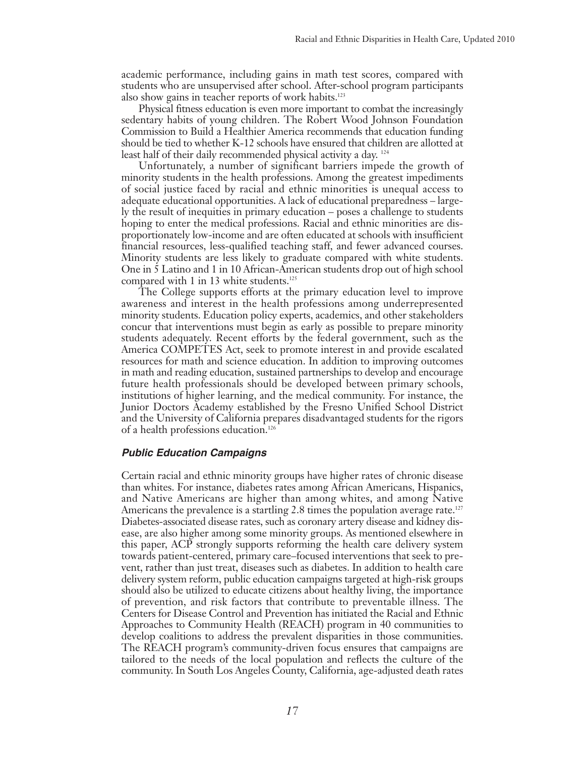academic performance, including gains in math test scores, compared with students who are unsupervised after school. After-school program participants also show gains in teacher reports of work habits.[123]

Physical fitness education is even more important to combat the increasingly sedentary habits of young children. The Robert Wood Johnson Foundation Commission to Build a Healthier America recommends that education funding should be tied to whether K-12 schools have ensured that children are allotted at least half of their daily recommended physical activity a day. [124]

Unfortunately, a number of significant barriers impede the growth of minority students in the health professions. Among the greatest impediments of social justice faced by racial and ethnic minorities is unequal access to adequate educational opportunities. A lack of educational preparedness – largely the result of inequities in primary education – poses a challenge to students hoping to enter the medical professions. Racial and ethnic minorities are disproportionately low-income and are often educated at schools with insufficient financial resources, less-qualified teaching staff, and fewer advanced courses. Minority students are less likely to graduate compared with white students. One in 5 Latino and 1 in 10 African-American students drop out of high school compared with 1 in 13 white students.[125]

The College supports efforts at the primary education level to improve awareness and interest in the health professions among underrepresented minority students. Education policy experts, academics, and other stakeholders concur that interventions must begin as early as possible to prepare minority students adequately. Recent efforts by the federal government, such as the America COMPETES Act, seek to promote interest in and provide escalated resources for math and science education. In addition to improving outcomes in math and reading education, sustained partnerships to develop and encourage future health professionals should be developed between primary schools, institutions of higher learning, and the medical community. For instance, the Junior Doctors Academy established by the Fresno Unified School District and the University of California prepares disadvantaged students for the rigors of a health professions education.[126]

### *Public Education Campaigns*

Certain racial and ethnic minority groups have higher rates of chronic disease than whites. For instance, diabetes rates among African Americans, Hispanics, and Native Americans are higher than among whites, and among Native Americans the prevalence is a startling 2.8 times the population average rate.[127] Diabetes-associated disease rates, such as coronary artery disease and kidney disease, are also higher among some minority groups. As mentioned elsewhere in this paper, ACP strongly supports reforming the health care delivery system towards patient-centered, primary care–focused interventions that seek to prevent, rather than just treat, diseases such as diabetes. In addition to health care delivery system reform, public education campaigns targeted at high-risk groups should also be utilized to educate citizens about healthy living, the importance of prevention, and risk factors that contribute to preventable illness. The Centers for Disease Control and Prevention has initiated the Racial and Ethnic Approaches to Community Health (REACH) program in 40 communities to develop coalitions to address the prevalent disparities in those communities. The REACH program's community-driven focus ensures that campaigns are tailored to the needs of the local population and reflects the culture of the community. In South Los Angeles County, California, age-adjusted death rates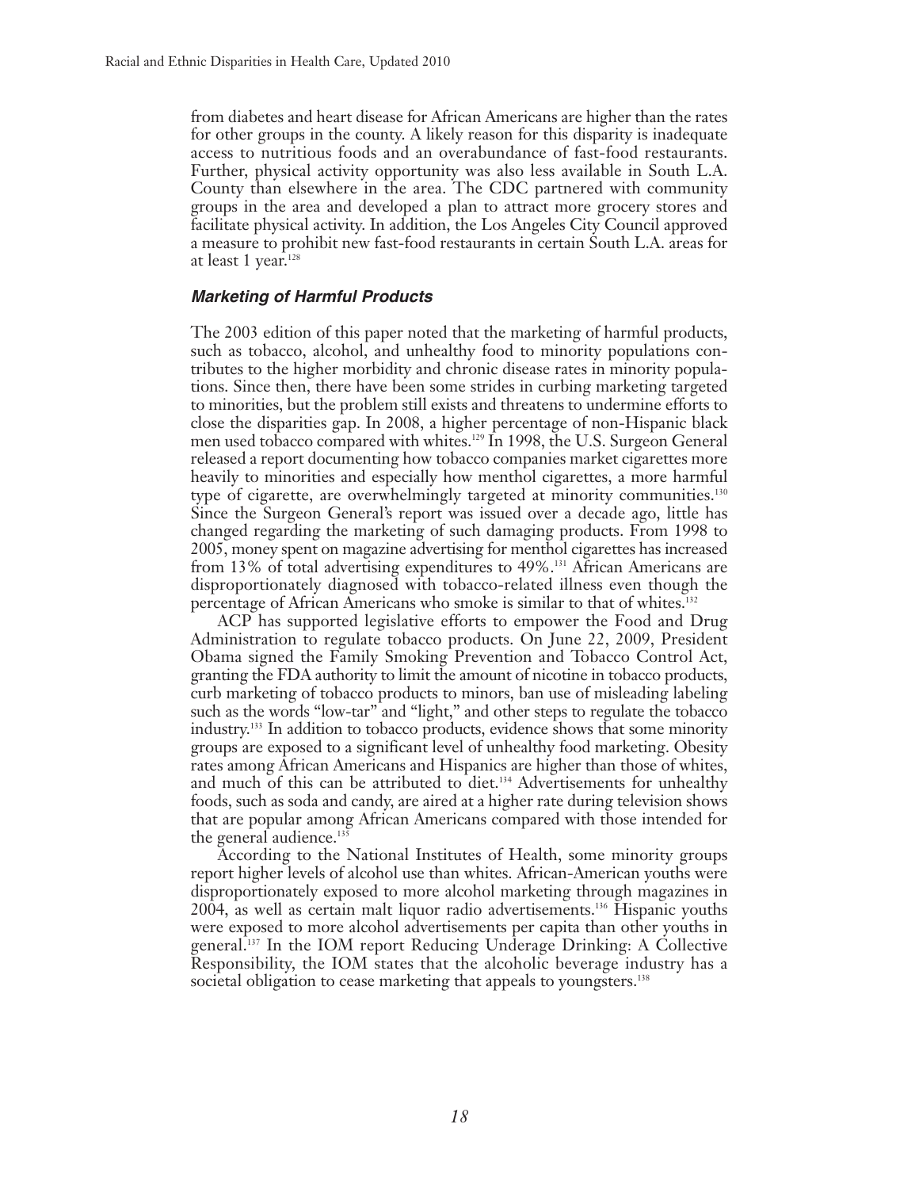from diabetes and heart disease for African Americans are higher than the rates for other groups in the county. A likely reason for this disparity is inadequate access to nutritious foods and an overabundance of fast-food restaurants. Further, physical activity opportunity was also less available in South L.A. County than elsewhere in the area. The CDC partnered with community groups in the area and developed a plan to attract more grocery stores and facilitate physical activity. In addition, the Los Angeles City Council approved a measure to prohibit new fast-food restaurants in certain South L.A. areas for at least 1 year.[128]

### *Marketing of Harmful Products*

The 2003 edition of this paper noted that the marketing of harmful products, such as tobacco, alcohol, and unhealthy food to minority populations contributes to the higher morbidity and chronic disease rates in minority populations. Since then, there have been some strides in curbing marketing targeted to minorities, but the problem still exists and threatens to undermine efforts to close the disparities gap. In 2008, a higher percentage of non-Hispanic black men used tobacco compared with whites.[129] In 1998, the U.S. Surgeon General released a report documenting how tobacco companies market cigarettes more heavily to minorities and especially how menthol cigarettes, a more harmful type of cigarette, are overwhelmingly targeted at minority communities.[130] Since the Surgeon General's report was issued over a decade ago, little has changed regarding the marketing of such damaging products. From 1998 to 2005, money spent on magazine advertising for menthol cigarettes has increased from 13% of total advertising expenditures to 49%.[131] African Americans are disproportionately diagnosed with tobacco-related illness even though the percentage of African Americans who smoke is similar to that of whites.[132]

ACP has supported legislative efforts to empower the Food and Drug Administration to regulate tobacco products. On June 22, 2009, President Obama signed the Family Smoking Prevention and Tobacco Control Act, granting the FDA authority to limit the amount of nicotine in tobacco products, curb marketing of tobacco products to minors, ban use of misleading labeling such as the words "low-tar" and "light," and other steps to regulate the tobacco industry.[133] In addition to tobacco products, evidence shows that some minority groups are exposed to a significant level of unhealthy food marketing. Obesity rates among African Americans and Hispanics are higher than those of whites, and much of this can be attributed to diet.[134] Advertisements for unhealthy foods, such as soda and candy, are aired at a higher rate during television shows that are popular among African Americans compared with those intended for the general audience.[135]

According to the National Institutes of Health, some minority groups report higher levels of alcohol use than whites. African-American youths were disproportionately exposed to more alcohol marketing through magazines in 2004, as well as certain malt liquor radio advertisements.[136] Hispanic youths were exposed to more alcohol advertisements per capita than other youths in general.[137] In the IOM report Reducing Underage Drinking: A Collective Responsibility, the IOM states that the alcoholic beverage industry has a societal obligation to cease marketing that appeals to youngsters.[138]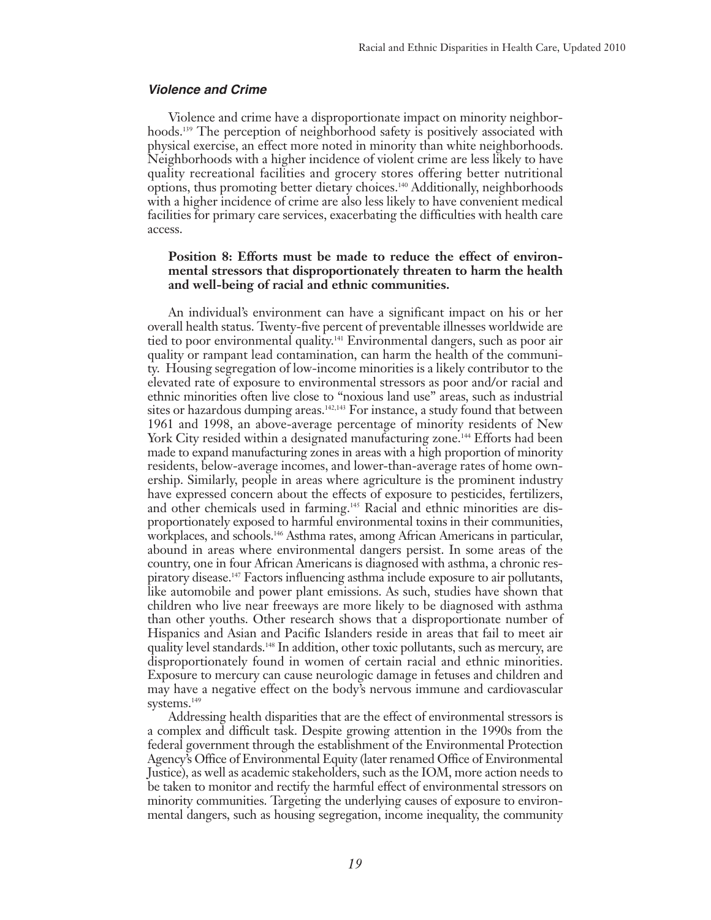### *Violence and Crime*

Violence and crime have a disproportionate impact on minority neighborhoods.[139] The perception of neighborhood safety is positively associated with physical exercise, an effect more noted in minority than white neighborhoods. Neighborhoods with a higher incidence of violent crime are less likely to have quality recreational facilities and grocery stores offering better nutritional options, thus promoting better dietary choices.[140] Additionally, neighborhoods with a higher incidence of crime are also less likely to have convenient medical facilities for primary care services, exacerbating the difficulties with health care access.

**Position 8: Efforts must be made to reduce the effect of environmental stressors that disproportionately threaten to harm the health and well-being of racial and ethnic communities.**

An individual's environment can have a significant impact on his or her overall health status. Twenty-five percent of preventable illnesses worldwide are tied to poor environmental quality.[141] Environmental dangers, such as poor air quality or rampant lead contamination, can harm the health of the community. Housing segregation of low-income minorities is a likely contributor to the elevated rate of exposure to environmental stressors as poor and/or racial and ethnic minorities often live close to "noxious land use" areas, such as industrial sites or hazardous dumping areas.[142,143] For instance, a study found that between 1961 and 1998, an above-average percentage of minority residents of New York City resided within a designated manufacturing zone.[144] Efforts had been made to expand manufacturing zones in areas with a high proportion of minority residents, below-average incomes, and lower-than-average rates of home ownership. Similarly, people in areas where agriculture is the prominent industry have expressed concern about the effects of exposure to pesticides, fertilizers, and other chemicals used in farming.[145] Racial and ethnic minorities are disproportionately exposed to harmful environmental toxins in their communities, workplaces, and schools.[146] Asthma rates, among African Americans in particular, abound in areas where environmental dangers persist. In some areas of the country, one in four African Americans is diagnosed with asthma, a chronic respiratory disease.[147] Factors influencing asthma include exposure to air pollutants, like automobile and power plant emissions. As such, studies have shown that children who live near freeways are more likely to be diagnosed with asthma than other youths. Other research shows that a disproportionate number of Hispanics and Asian and Pacific Islanders reside in areas that fail to meet air quality level standards.[148] In addition, other toxic pollutants, such as mercury, are disproportionately found in women of certain racial and ethnic minorities. Exposure to mercury can cause neurologic damage in fetuses and children and may have a negative effect on the body's nervous immune and cardiovascular systems.[149]

Addressing health disparities that are the effect of environmental stressors is a complex and difficult task. Despite growing attention in the 1990s from the federal government through the establishment of the Environmental Protection Agency's Office of Environmental Equity (later renamed Office of Environmental Justice), as well as academic stakeholders, such as the IOM, more action needs to be taken to monitor and rectify the harmful effect of environmental stressors on minority communities. Targeting the underlying causes of exposure to environmental dangers, such as housing segregation, income inequality, the community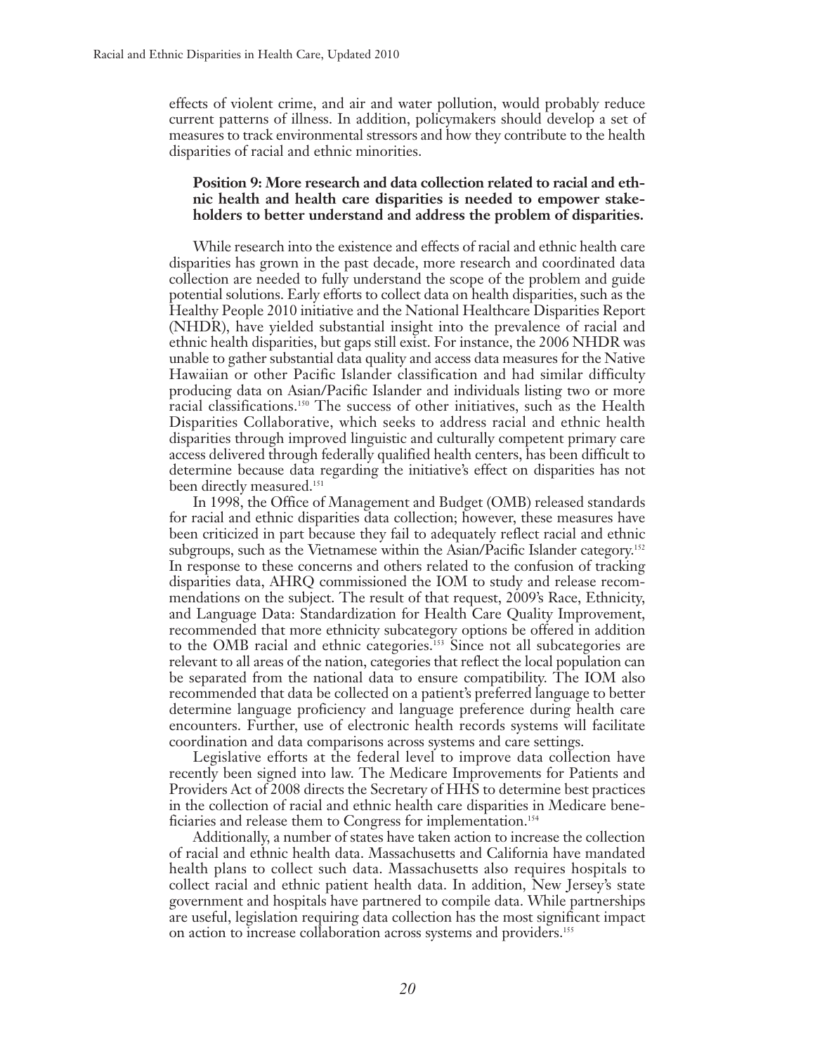effects of violent crime, and air and water pollution, would probably reduce current patterns of illness. In addition, policymakers should develop a set of measures to track environmental stressors and how they contribute to the health disparities of racial and ethnic minorities.

**Position 9: More research and data collection related to racial and ethnic health and health care disparities is needed to empower stakeholders to better understand and address the problem of disparities.**

While research into the existence and effects of racial and ethnic health care disparities has grown in the past decade, more research and coordinated data collection are needed to fully understand the scope of the problem and guide potential solutions. Early efforts to collect data on health disparities, such as the Healthy People 2010 initiative and the National Healthcare Disparities Report (NHDR), have yielded substantial insight into the prevalence of racial and ethnic health disparities, but gaps still exist. For instance, the 2006 NHDR was unable to gather substantial data quality and access data measures for the Native Hawaiian or other Pacific Islander classification and had similar difficulty producing data on Asian/Pacific Islander and individuals listing two or more racial classifications.[150] The success of other initiatives, such as the Health Disparities Collaborative, which seeks to address racial and ethnic health disparities through improved linguistic and culturally competent primary care access delivered through federally qualified health centers, has been difficult to determine because data regarding the initiative's effect on disparities has not been directly measured.[151]

In 1998, the Office of Management and Budget (OMB) released standards for racial and ethnic disparities data collection; however, these measures have been criticized in part because they fail to adequately reflect racial and ethnic subgroups, such as the Vietnamese within the Asian/Pacific Islander category.[152] In response to these concerns and others related to the confusion of tracking disparities data, AHRQ commissioned the IOM to study and release recommendations on the subject. The result of that request, 2009's Race, Ethnicity, and Language Data: Standardization for Health Care Quality Improvement, recommended that more ethnicity subcategory options be offered in addition to the OMB racial and ethnic categories.[153] Since not all subcategories are relevant to all areas of the nation, categories that reflect the local population can be separated from the national data to ensure compatibility. The IOM also recommended that data be collected on a patient's preferred language to better determine language proficiency and language preference during health care encounters. Further, use of electronic health records systems will facilitate coordination and data comparisons across systems and care settings.

Legislative efforts at the federal level to improve data collection have recently been signed into law. The Medicare Improvements for Patients and Providers Act of 2008 directs the Secretary of HHS to determine best practices in the collection of racial and ethnic health care disparities in Medicare beneficiaries and release them to Congress for implementation.[154]

Additionally, a number of states have taken action to increase the collection of racial and ethnic health data. Massachusetts and California have mandated health plans to collect such data. Massachusetts also requires hospitals to collect racial and ethnic patient health data. In addition, New Jersey's state government and hospitals have partnered to compile data. While partnerships are useful, legislation requiring data collection has the most significant impact on action to increase collaboration across systems and providers.[155]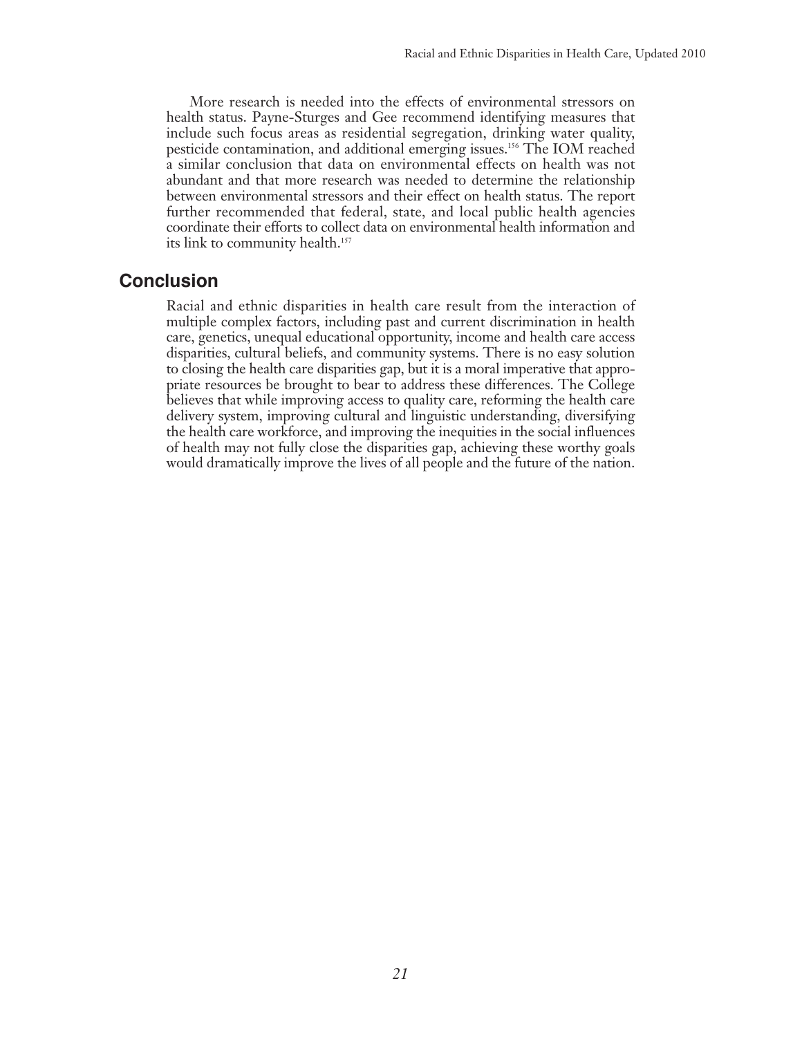More research is needed into the effects of environmental stressors on health status. Payne-Sturges and Gee recommend identifying measures that include such focus areas as residential segregation, drinking water quality, pesticide contamination, and additional emerging issues.[156] The IOM reached a similar conclusion that data on environmental effects on health was not abundant and that more research was needed to determine the relationship between environmental stressors and their effect on health status. The report further recommended that federal, state, and local public health agencies coordinate their efforts to collect data on environmental health information and its link to community health.[157]

## Conclusion

Racial and ethnic disparities in health care result from the interaction of multiple complex factors, including past and current discrimination in health care, genetics, unequal educational opportunity, income and health care access disparities, cultural beliefs, and community systems. There is no easy solution to closing the health care disparities gap, but it is a moral imperative that appropriate resources be brought to bear to address these differences. The College believes that while improving access to quality care, reforming the health care delivery system, improving cultural and linguistic understanding, diversifying the health care workforce, and improving the inequities in the social influences of health may not fully close the disparities gap, achieving these worthy goals would dramatically improve the lives of all people and the future of the nation.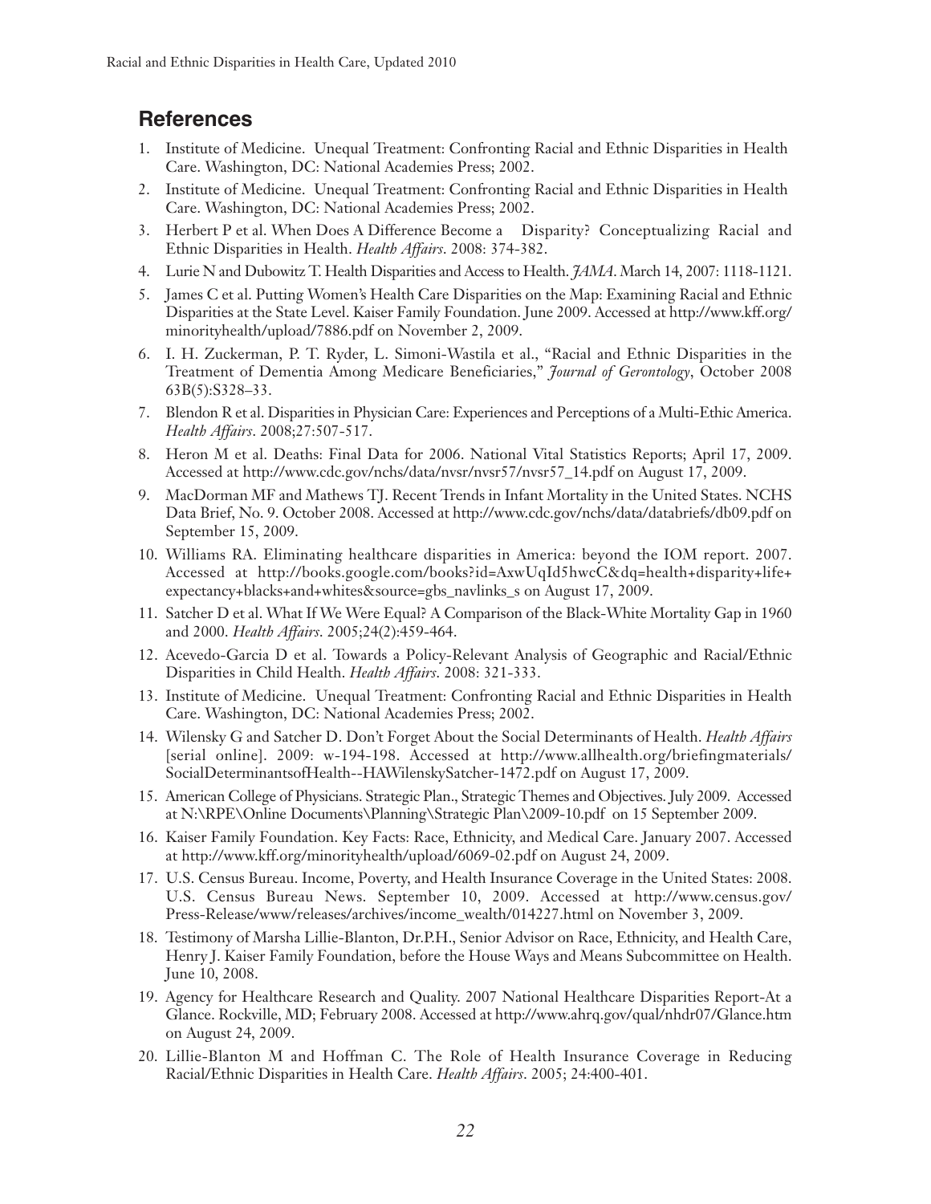## References

1. Institute of Medicine. Unequal Treatment: Confronting Racial and Ethnic Disparities in Health Care. Washington, DC: National Academies Press; 2002.
2. Institute of Medicine. Unequal Treatment: Confronting Racial and Ethnic Disparities in Health Care. Washington, DC: National Academies Press; 2002.
3. Herbert P et al. When Does A Difference Become a Disparity? Conceptualizing Racial and Ethnic Disparities in Health. *Health Affairs*. 2008: 374-382.
4. Lurie N and Dubowitz T. Health Disparities and Access to Health. *JAMA*. March 14, 2007: 1118-1121.
5. James C et al. Putting Women's Health Care Disparities on the Map: Examining Racial and Ethnic Disparities at the State Level. Kaiser Family Foundation. June 2009. Accessed at http://www.kff.org/minorityhealth/upload/7886.pdf on November 2, 2009.
6. I. H. Zuckerman, P. T. Ryder, L. Simoni-Wastila et al., "Racial and Ethnic Disparities in the Treatment of Dementia Among Medicare Beneficiaries," *Journal of Gerontology*, October 2008 63B(5):S328–33.
7. Blendon R et al. Disparities in Physician Care: Experiences and Perceptions of a Multi-Ethic America. *Health Affairs*. 2008;27:507-517.
8. Heron M et al. Deaths: Final Data for 2006. National Vital Statistics Reports; April 17, 2009. Accessed at http://www.cdc.gov/nchs/data/nvsr/nvsr57/nvsr57_14.pdf on August 17, 2009.
9. MacDorman MF and Mathews TJ. Recent Trends in Infant Mortality in the United States. NCHS Data Brief, No. 9. October 2008. Accessed at http://www.cdc.gov/nchs/data/databriefs/db09.pdf on September 15, 2009.
10. Williams RA. Eliminating healthcare disparities in America: beyond the IOM report. 2007. Accessed at http://books.google.com/books?id=AxwUqId5hwcC&dq=health+disparity+life+expectancy+blacks+and+whites&source=gbs_navlinks_s on August 17, 2009.
11. Satcher D et al. What If We Were Equal? A Comparison of the Black-White Mortality Gap in 1960 and 2000. *Health Affairs*. 2005;24(2):459-464.
12. Acevedo-Garcia D et al. Towards a Policy-Relevant Analysis of Geographic and Racial/Ethnic Disparities in Child Health. *Health Affairs*. 2008: 321-333.
13. Institute of Medicine. Unequal Treatment: Confronting Racial and Ethnic Disparities in Health Care. Washington, DC: National Academies Press; 2002.
14. Wilensky G and Satcher D. Don't Forget About the Social Determinants of Health. *Health Affairs* [serial online]. 2009: w-194-198. Accessed at http://www.allhealth.org/briefingmaterials/SocialDeterminantsofHealth--HAWilenskySatcher-1472.pdf on August 17, 2009.
15. American College of Physicians. Strategic Plan., Strategic Themes and Objectives. July 2009. Accessed at N:\RPE\Online Documents\Planning\Strategic Plan\2009-10.pdf on 15 September 2009.
16. Kaiser Family Foundation. Key Facts: Race, Ethnicity, and Medical Care. January 2007. Accessed at http://www.kff.org/minorityhealth/upload/6069-02.pdf on August 24, 2009.
17. U.S. Census Bureau. Income, Poverty, and Health Insurance Coverage in the United States: 2008. U.S. Census Bureau News. September 10, 2009. Accessed at http://www.census.gov/Press-Release/www/releases/archives/income_wealth/014227.html on November 3, 2009.
18. Testimony of Marsha Lillie-Blanton, Dr.P.H., Senior Advisor on Race, Ethnicity, and Health Care, Henry J. Kaiser Family Foundation, before the House Ways and Means Subcommittee on Health. June 10, 2008.
19. Agency for Healthcare Research and Quality. 2007 National Healthcare Disparities Report-At a Glance. Rockville, MD; February 2008. Accessed at http://www.ahrq.gov/qual/nhdr07/Glance.htm on August 24, 2009.
20. Lillie-Blanton M and Hoffman C. The Role of Health Insurance Coverage in Reducing Racial/Ethnic Disparities in Health Care. *Health Affairs*. 2005; 24:400-401.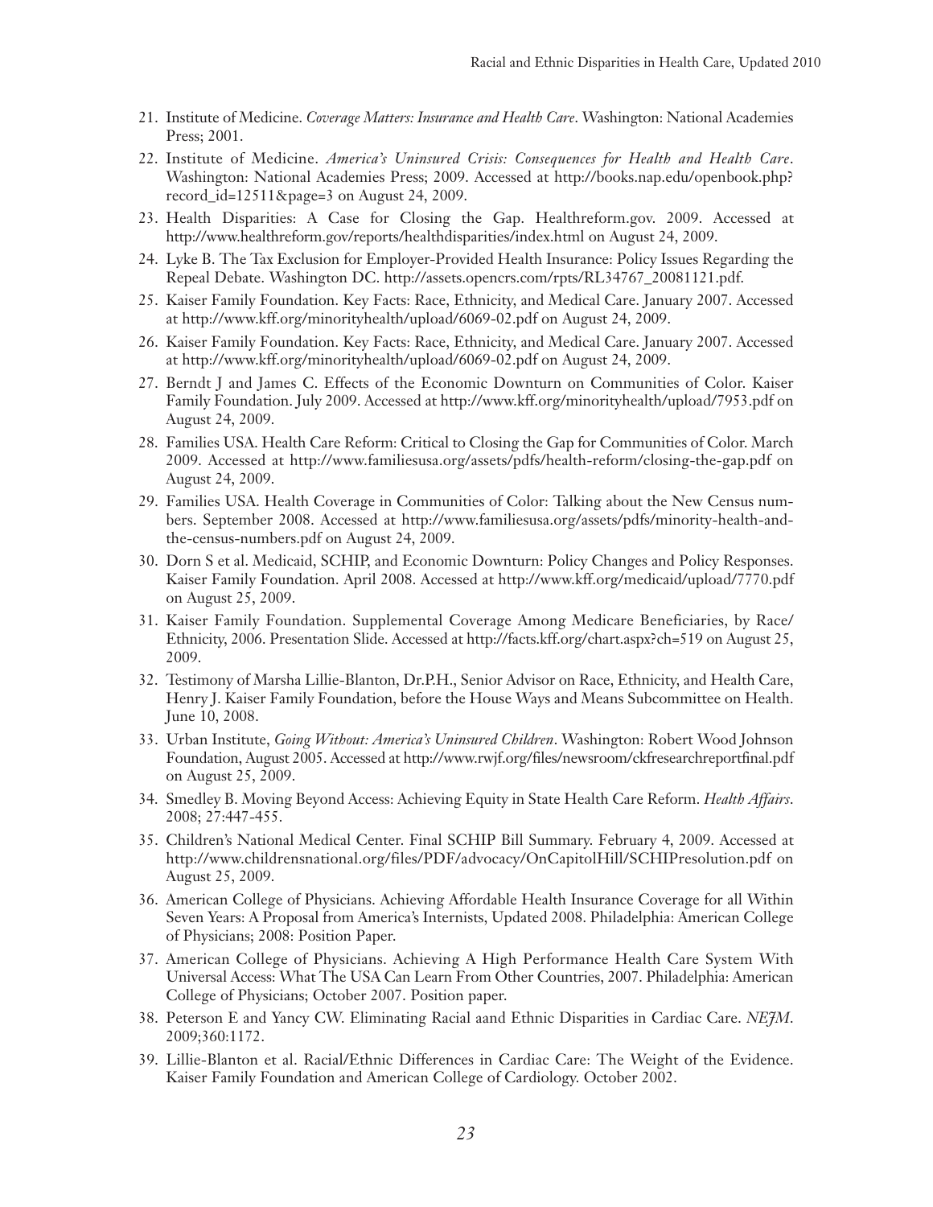21. Institute of Medicine. *Coverage Matters: Insurance and Health Care*. Washington: National Academies Press; 2001.
22. Institute of Medicine. *America's Uninsured Crisis: Consequences for Health and Health Care*. Washington: National Academies Press; 2009. Accessed at http://books.nap.edu/openbook.php?record_id=12511&page=3 on August 24, 2009.
23. Health Disparities: A Case for Closing the Gap. Healthreform.gov. 2009. Accessed at http://www.healthreform.gov/reports/healthdisparities/index.html on August 24, 2009.
24. Lyke B. The Tax Exclusion for Employer-Provided Health Insurance: Policy Issues Regarding the Repeal Debate. Washington DC. http://assets.opencrs.com/rpts/RL34767_20081121.pdf.
25. Kaiser Family Foundation. Key Facts: Race, Ethnicity, and Medical Care. January 2007. Accessed at http://www.kff.org/minorityhealth/upload/6069-02.pdf on August 24, 2009.
26. Kaiser Family Foundation. Key Facts: Race, Ethnicity, and Medical Care. January 2007. Accessed at http://www.kff.org/minorityhealth/upload/6069-02.pdf on August 24, 2009.
27. Berndt J and James C. Effects of the Economic Downturn on Communities of Color. Kaiser Family Foundation. July 2009. Accessed at http://www.kff.org/minorityhealth/upload/7953.pdf on August 24, 2009.
28. Families USA. Health Care Reform: Critical to Closing the Gap for Communities of Color. March 2009. Accessed at http://www.familiesusa.org/assets/pdfs/health-reform/closing-the-gap.pdf on August 24, 2009.
29. Families USA. Health Coverage in Communities of Color: Talking about the New Census numbers. September 2008. Accessed at http://www.familiesusa.org/assets/pdfs/minority-health-and-the-census-numbers.pdf on August 24, 2009.
30. Dorn S et al. Medicaid, SCHIP, and Economic Downturn: Policy Changes and Policy Responses. Kaiser Family Foundation. April 2008. Accessed at http://www.kff.org/medicaid/upload/7770.pdf on August 25, 2009.
31. Kaiser Family Foundation. Supplemental Coverage Among Medicare Beneficiaries, by Race/Ethnicity, 2006. Presentation Slide. Accessed at http://facts.kff.org/chart.aspx?ch=519 on August 25, 2009.
32. Testimony of Marsha Lillie-Blanton, Dr.P.H., Senior Advisor on Race, Ethnicity, and Health Care, Henry J. Kaiser Family Foundation, before the House Ways and Means Subcommittee on Health. June 10, 2008.
33. Urban Institute, *Going Without: America's Uninsured Children*. Washington: Robert Wood Johnson Foundation, August 2005. Accessed at http://www.rwjf.org/files/newsroom/ckfresearchreportfinal.pdf on August 25, 2009.
34. Smedley B. Moving Beyond Access: Achieving Equity in State Health Care Reform. *Health Affairs*. 2008; 27:447-455.
35. Children's National Medical Center. Final SCHIP Bill Summary. February 4, 2009. Accessed at http://www.childrensnational.org/files/PDF/advocacy/OnCapitolHill/SCHIPresolution.pdf on August 25, 2009.
36. American College of Physicians. Achieving Affordable Health Insurance Coverage for all Within Seven Years: A Proposal from America's Internists, Updated 2008. Philadelphia: American College of Physicians; 2008: Position Paper.
37. American College of Physicians. Achieving A High Performance Health Care System With Universal Access: What The USA Can Learn From Other Countries, 2007. Philadelphia: American College of Physicians; October 2007. Position paper.
38. Peterson E and Yancy CW. Eliminating Racial aand Ethnic Disparities in Cardiac Care. *NEJM*. 2009;360:1172.
39. Lillie-Blanton et al. Racial/Ethnic Differences in Cardiac Care: The Weight of the Evidence. Kaiser Family Foundation and American College of Cardiology. October 2002.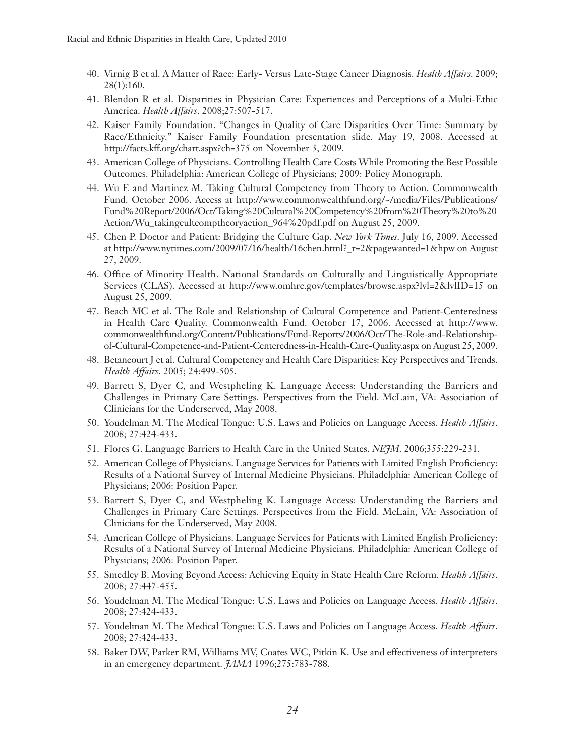40. Virnig B et al. A Matter of Race: Early- Versus Late-Stage Cancer Diagnosis. *Health Affairs*. 2009; 28(1):160.
41. Blendon R et al. Disparities in Physician Care: Experiences and Perceptions of a Multi-Ethic America. *Health Affairs*. 2008;27:507-517.
42. Kaiser Family Foundation. "Changes in Quality of Care Disparities Over Time: Summary by Race/Ethnicity." Kaiser Family Foundation presentation slide. May 19, 2008. Accessed at http://facts.kff.org/chart.aspx?ch=375 on November 3, 2009.
43. American College of Physicians. Controlling Health Care Costs While Promoting the Best Possible Outcomes. Philadelphia: American College of Physicians; 2009: Policy Monograph.
44. Wu E and Martinez M. Taking Cultural Competency from Theory to Action. Commonwealth Fund. October 2006. Access at http://www.commonwealthfund.org/~/media/Files/Publications/Fund%20Report/2006/Oct/Taking%20Cultural%20Competency%20from%20Theory%20to%20Action/Wu_takingcultcomptheoryaction_964%20pdf.pdf on August 25, 2009.
45. Chen P. Doctor and Patient: Bridging the Culture Gap. *New York Times*. July 16, 2009. Accessed at http://www.nytimes.com/2009/07/16/health/16chen.html?_r=2&pagewanted=1&hpw on August 27, 2009.
46. Office of Minority Health. National Standards on Culturally and Linguistically Appropriate Services (CLAS). Accessed at http://www.omhrc.gov/templates/browse.aspx?lvl=2&lvlID=15 on August 25, 2009.
47. Beach MC et al. The Role and Relationship of Cultural Competence and Patient-Centeredness in Health Care Quality. Commonwealth Fund. October 17, 2006. Accessed at http://www.commonwealthfund.org/Content/Publications/Fund-Reports/2006/Oct/The-Role-and-Relationship-of-Cultural-Competence-and-Patient-Centeredness-in-Health-Care-Quality.aspx on August 25, 2009.
48. Betancourt J et al. Cultural Competency and Health Care Disparities: Key Perspectives and Trends. *Health Affairs*. 2005; 24:499-505.
49. Barrett S, Dyer C, and Westpheling K. Language Access: Understanding the Barriers and Challenges in Primary Care Settings. Perspectives from the Field. McLain, VA: Association of Clinicians for the Underserved, May 2008.
50. Youdelman M. The Medical Tongue: U.S. Laws and Policies on Language Access. *Health Affairs*. 2008; 27:424-433.
51. Flores G. Language Barriers to Health Care in the United States. *NEJM*. 2006;355:229-231.
52. American College of Physicians. Language Services for Patients with Limited English Proficiency: Results of a National Survey of Internal Medicine Physicians. Philadelphia: American College of Physicians; 2006: Position Paper.
53. Barrett S, Dyer C, and Westpheling K. Language Access: Understanding the Barriers and Challenges in Primary Care Settings. Perspectives from the Field. McLain, VA: Association of Clinicians for the Underserved, May 2008.
54. American College of Physicians. Language Services for Patients with Limited English Proficiency: Results of a National Survey of Internal Medicine Physicians. Philadelphia: American College of Physicians; 2006: Position Paper.
55. Smedley B. Moving Beyond Access: Achieving Equity in State Health Care Reform. *Health Affairs*. 2008; 27:447-455.
56. Youdelman M. The Medical Tongue: U.S. Laws and Policies on Language Access. *Health Affairs*. 2008; 27:424-433.
57. Youdelman M. The Medical Tongue: U.S. Laws and Policies on Language Access. *Health Affairs*. 2008; 27:424-433.
58. Baker DW, Parker RM, Williams MV, Coates WC, Pitkin K. Use and effectiveness of interpreters in an emergency department. *JAMA* 1996;275:783-788.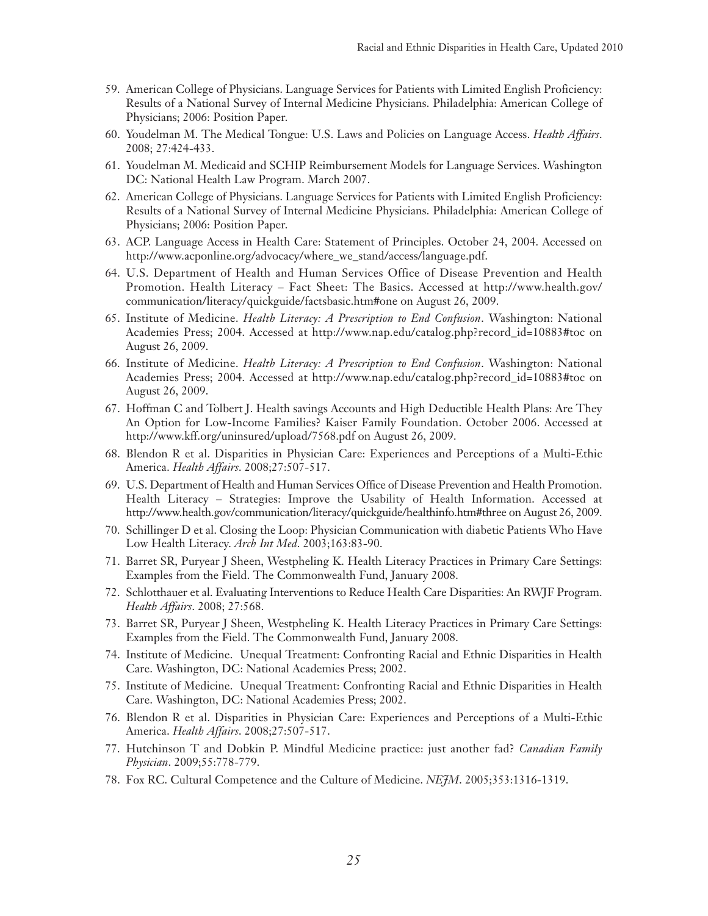59. American College of Physicians. Language Services for Patients with Limited English Proficiency: Results of a National Survey of Internal Medicine Physicians. Philadelphia: American College of Physicians; 2006: Position Paper.
60. Youdelman M. The Medical Tongue: U.S. Laws and Policies on Language Access. *Health Affairs*. 2008; 27:424-433.
61. Youdelman M. Medicaid and SCHIP Reimbursement Models for Language Services. Washington DC: National Health Law Program. March 2007.
62. American College of Physicians. Language Services for Patients with Limited English Proficiency: Results of a National Survey of Internal Medicine Physicians. Philadelphia: American College of Physicians; 2006: Position Paper.
63. ACP. Language Access in Health Care: Statement of Principles. October 24, 2004. Accessed on http://www.acponline.org/advocacy/where_we_stand/access/language.pdf.
64. U.S. Department of Health and Human Services Office of Disease Prevention and Health Promotion. Health Literacy – Fact Sheet: The Basics. Accessed at http://www.health.gov/communication/literacy/quickguide/factsbasic.htm#one on August 26, 2009.
65. Institute of Medicine. *Health Literacy: A Prescription to End Confusion*. Washington: National Academies Press; 2004. Accessed at http://www.nap.edu/catalog.php?record_id=10883#toc on August 26, 2009.
66. Institute of Medicine. *Health Literacy: A Prescription to End Confusion*. Washington: National Academies Press; 2004. Accessed at http://www.nap.edu/catalog.php?record_id=10883#toc on August 26, 2009.
67. Hoffman C and Tolbert J. Health savings Accounts and High Deductible Health Plans: Are They An Option for Low-Income Families? Kaiser Family Foundation. October 2006. Accessed at http://www.kff.org/uninsured/upload/7568.pdf on August 26, 2009.
68. Blendon R et al. Disparities in Physician Care: Experiences and Perceptions of a Multi-Ethic America. *Health Affairs*. 2008;27:507-517.
69. U.S. Department of Health and Human Services Office of Disease Prevention and Health Promotion. Health Literacy – Strategies: Improve the Usability of Health Information. Accessed at http://www.health.gov/communication/literacy/quickguide/healthinfo.htm#three on August 26, 2009.
70. Schillinger D et al. Closing the Loop: Physician Communication with diabetic Patients Who Have Low Health Literacy. *Arch Int Med*. 2003;163:83-90.
71. Barret SR, Puryear J Sheen, Westpheling K. Health Literacy Practices in Primary Care Settings: Examples from the Field. The Commonwealth Fund, January 2008.
72. Schlotthauer et al. Evaluating Interventions to Reduce Health Care Disparities: An RWJF Program. *Health Affairs*. 2008; 27:568.
73. Barret SR, Puryear J Sheen, Westpheling K. Health Literacy Practices in Primary Care Settings: Examples from the Field. The Commonwealth Fund, January 2008.
74. Institute of Medicine. Unequal Treatment: Confronting Racial and Ethnic Disparities in Health Care. Washington, DC: National Academies Press; 2002.
75. Institute of Medicine. Unequal Treatment: Confronting Racial and Ethnic Disparities in Health Care. Washington, DC: National Academies Press; 2002.
76. Blendon R et al. Disparities in Physician Care: Experiences and Perceptions of a Multi-Ethic America. *Health Affairs*. 2008;27:507-517.
77. Hutchinson T and Dobkin P. Mindful Medicine practice: just another fad? *Canadian Family Physician*. 2009;55:778-779.
78. Fox RC. Cultural Competence and the Culture of Medicine. *NEJM*. 2005;353:1316-1319.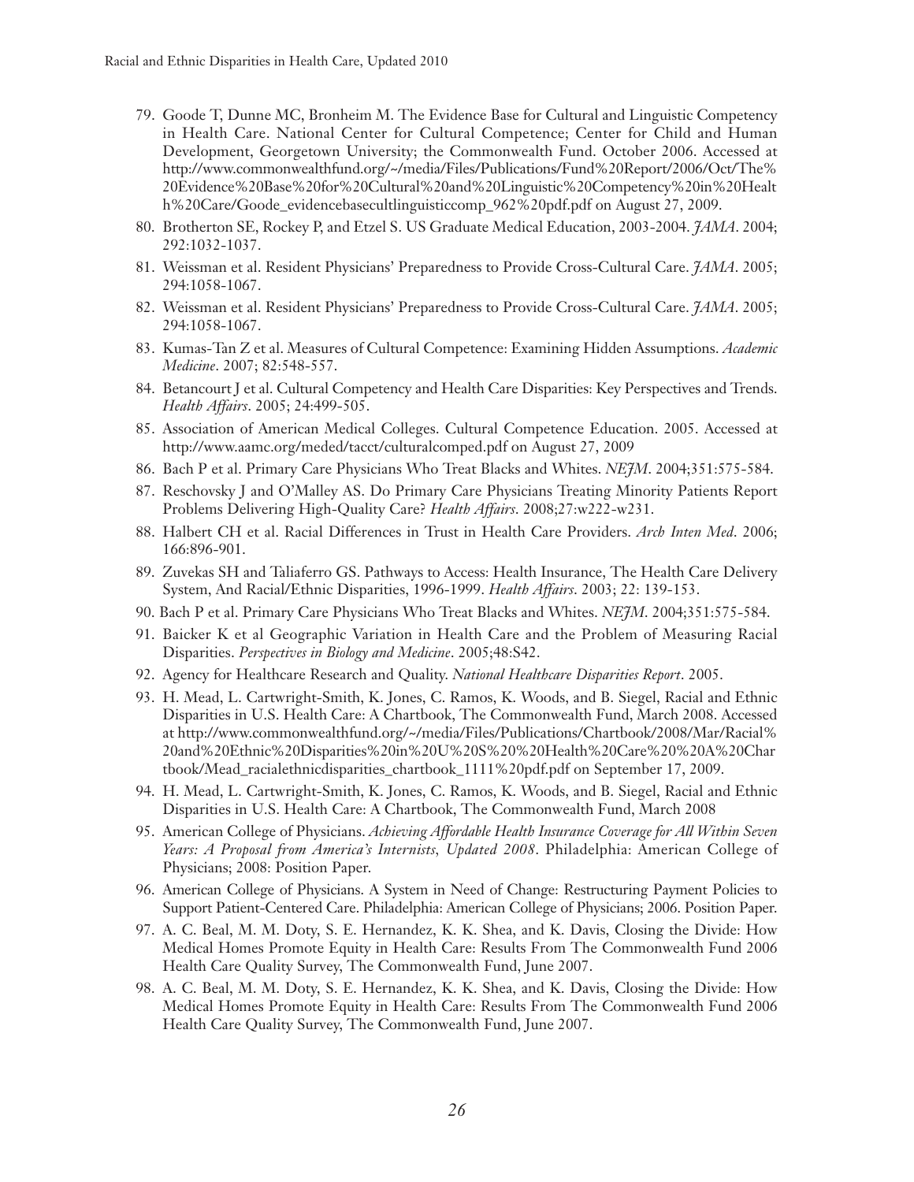79. Goode T, Dunne MC, Bronheim M. The Evidence Base for Cultural and Linguistic Competency in Health Care. National Center for Cultural Competence; Center for Child and Human Development, Georgetown University; the Commonwealth Fund. October 2006. Accessed at http://www.commonwealthfund.org/~/media/Files/Publications/Fund%20Report/2006/Oct/The%20Evidence%20Base%20for%20Cultural%20and%20Linguistic%20Competency%20in%20Health%20Care/Goode_evidencebasecultlinguisticcomp_962%20pdf.pdf on August 27, 2009.
80. Brotherton SE, Rockey P, and Etzel S. US Graduate Medical Education, 2003-2004. *JAMA*. 2004; 292:1032-1037.
81. Weissman et al. Resident Physicians' Preparedness to Provide Cross-Cultural Care. *JAMA*. 2005; 294:1058-1067.
82. Weissman et al. Resident Physicians' Preparedness to Provide Cross-Cultural Care. *JAMA*. 2005; 294:1058-1067.
83. Kumas-Tan Z et al. Measures of Cultural Competence: Examining Hidden Assumptions. *Academic Medicine*. 2007; 82:548-557.
84. Betancourt J et al. Cultural Competency and Health Care Disparities: Key Perspectives and Trends. *Health Affairs*. 2005; 24:499-505.
85. Association of American Medical Colleges. Cultural Competence Education. 2005. Accessed at http://www.aamc.org/meded/tacct/culturalcomped.pdf on August 27, 2009
86. Bach P et al. Primary Care Physicians Who Treat Blacks and Whites. *NEJM*. 2004;351:575-584.
87. Reschovsky J and O'Malley AS. Do Primary Care Physicians Treating Minority Patients Report Problems Delivering High-Quality Care? *Health Affairs*. 2008;27:w222-w231.
88. Halbert CH et al. Racial Differences in Trust in Health Care Providers. *Arch Inten Med*. 2006; 166:896-901.
89. Zuvekas SH and Taliaferro GS. Pathways to Access: Health Insurance, The Health Care Delivery System, And Racial/Ethnic Disparities, 1996-1999. *Health Affairs*. 2003; 22: 139-153.
90. Bach P et al. Primary Care Physicians Who Treat Blacks and Whites. *NEJM*. 2004;351:575-584.
91. Baicker K et al Geographic Variation in Health Care and the Problem of Measuring Racial Disparities. *Perspectives in Biology and Medicine*. 2005;48:S42.
92. Agency for Healthcare Research and Quality. *National Healthcare Disparities Report*. 2005.
93. H. Mead, L. Cartwright-Smith, K. Jones, C. Ramos, K. Woods, and B. Siegel, Racial and Ethnic Disparities in U.S. Health Care: A Chartbook, The Commonwealth Fund, March 2008. Accessed at http://www.commonwealthfund.org/~/media/Files/Publications/Chartbook/2008/Mar/Racial%20and%20Ethnic%20Disparities%20in%20U%20S%20%20Health%20Care%20%20A%20Chartbook/Mead_racialethnicdisparities_chartbook_1111%20pdf.pdf on September 17, 2009.
94. H. Mead, L. Cartwright-Smith, K. Jones, C. Ramos, K. Woods, and B. Siegel, Racial and Ethnic Disparities in U.S. Health Care: A Chartbook, The Commonwealth Fund, March 2008
95. American College of Physicians. *Achieving Affordable Health Insurance Coverage for All Within Seven Years: A Proposal from America's Internists, Updated 2008*. Philadelphia: American College of Physicians; 2008: Position Paper.
96. American College of Physicians. A System in Need of Change: Restructuring Payment Policies to Support Patient-Centered Care. Philadelphia: American College of Physicians; 2006. Position Paper.
97. A. C. Beal, M. M. Doty, S. E. Hernandez, K. K. Shea, and K. Davis, Closing the Divide: How Medical Homes Promote Equity in Health Care: Results From The Commonwealth Fund 2006 Health Care Quality Survey, The Commonwealth Fund, June 2007.
98. A. C. Beal, M. M. Doty, S. E. Hernandez, K. K. Shea, and K. Davis, Closing the Divide: How Medical Homes Promote Equity in Health Care: Results From The Commonwealth Fund 2006 Health Care Quality Survey, The Commonwealth Fund, June 2007.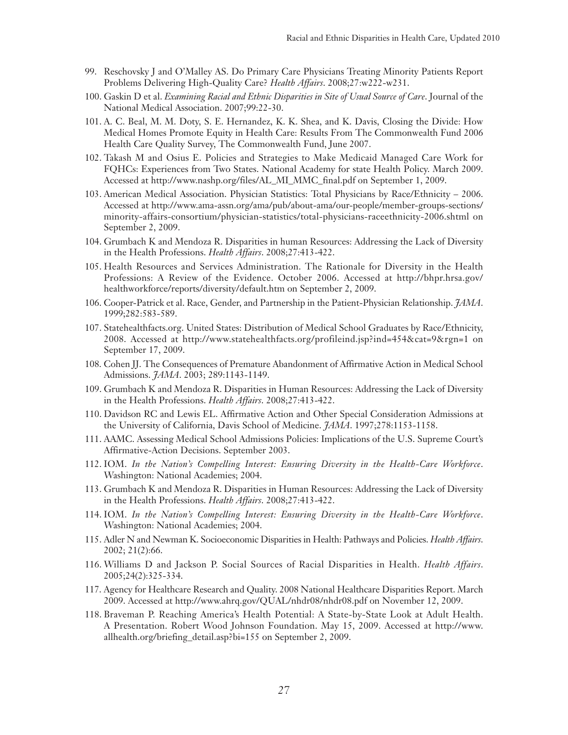99. Reschovsky J and O'Malley AS. Do Primary Care Physicians Treating Minority Patients Report Problems Delivering High-Quality Care? *Health Affairs*. 2008;27:w222-w231.

100. Gaskin D et al. *Examining Racial and Ethnic Disparities in Site of Usual Source of Care*. Journal of the National Medical Association. 2007;99:22-30.

101. A. C. Beal, M. M. Doty, S. E. Hernandez, K. K. Shea, and K. Davis, Closing the Divide: How Medical Homes Promote Equity in Health Care: Results From The Commonwealth Fund 2006 Health Care Quality Survey, The Commonwealth Fund, June 2007.

102. Takash M and Osius E. Policies and Strategies to Make Medicaid Managed Care Work for FQHCs: Experiences from Two States. National Academy for state Health Policy. March 2009. Accessed at http://www.nashp.org/files/AL_MI_MMC_final.pdf on September 1, 2009.

103. American Medical Association. Physician Statistics: Total Physicians by Race/Ethnicity – 2006. Accessed at http://www.ama-assn.org/ama/pub/about-ama/our-people/member-groups-sections/minority-affairs-consortium/physician-statistics/total-physicians-raceethnicity-2006.shtml on September 2, 2009.

104. Grumbach K and Mendoza R. Disparities in human Resources: Addressing the Lack of Diversity in the Health Professions. *Health Affairs*. 2008;27:413-422.

105. Health Resources and Services Administration. The Rationale for Diversity in the Health Professions: A Review of the Evidence. October 2006. Accessed at http://bhpr.hrsa.gov/healthworkforce/reports/diversity/default.htm on September 2, 2009.

106. Cooper-Patrick et al. Race, Gender, and Partnership in the Patient-Physician Relationship. *JAMA*. 1999;282:583-589.

107. Statehealthfacts.org. United States: Distribution of Medical School Graduates by Race/Ethnicity, 2008. Accessed at http://www.statehealthfacts.org/profileind.jsp?ind=454&cat=9&rgn=1 on September 17, 2009.

108. Cohen JJ. The Consequences of Premature Abandonment of Affirmative Action in Medical School Admissions. *JAMA*. 2003; 289:1143-1149.

109. Grumbach K and Mendoza R. Disparities in Human Resources: Addressing the Lack of Diversity in the Health Professions. *Health Affairs*. 2008;27:413-422.

110. Davidson RC and Lewis EL. Affirmative Action and Other Special Consideration Admissions at the University of California, Davis School of Medicine. *JAMA*. 1997;278:1153-1158.

111. AAMC. Assessing Medical School Admissions Policies: Implications of the U.S. Supreme Court's Affirmative-Action Decisions. September 2003.

112. IOM. *In the Nation's Compelling Interest: Ensuring Diversity in the Health-Care Workforce*. Washington: National Academies; 2004.

113. Grumbach K and Mendoza R. Disparities in Human Resources: Addressing the Lack of Diversity in the Health Professions. *Health Affairs*. 2008;27:413-422.

114. IOM. *In the Nation's Compelling Interest: Ensuring Diversity in the Health-Care Workforce*. Washington: National Academies; 2004.

115. Adler N and Newman K. Socioeconomic Disparities in Health: Pathways and Policies. *Health Affairs*. 2002; 21(2):66.

116. Williams D and Jackson P. Social Sources of Racial Disparities in Health. *Health Affairs*. 2005;24(2):325-334.

117. Agency for Healthcare Research and Quality. 2008 National Healthcare Disparities Report. March 2009. Accessed at http://www.ahrq.gov/QUAL/nhdr08/nhdr08.pdf on November 12, 2009.

118. Braveman P. Reaching America's Health Potential: A State-by-State Look at Adult Health. A Presentation. Robert Wood Johnson Foundation. May 15, 2009. Accessed at http://www.allhealth.org/briefing_detail.asp?bi=155 on September 2, 2009.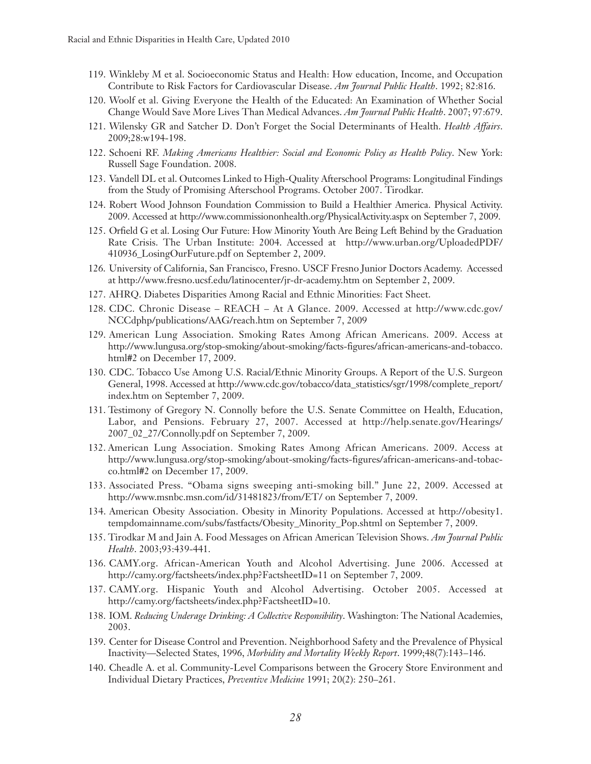119. Winkleby M et al. Socioeconomic Status and Health: How education, Income, and Occupation Contribute to Risk Factors for Cardiovascular Disease. *Am Journal Public Health*. 1992; 82:816.
120. Woolf et al. Giving Everyone the Health of the Educated: An Examination of Whether Social Change Would Save More Lives Than Medical Advances. *Am Journal Public Health*. 2007; 97:679.
121. Wilensky GR and Satcher D. Don't Forget the Social Determinants of Health. *Health Affairs*. 2009;28:w194-198.
122. Schoeni RF. *Making Americans Healthier: Social and Economic Policy as Health Policy*. New York: Russell Sage Foundation. 2008.
123. Vandell DL et al. Outcomes Linked to High-Quality Afterschool Programs: Longitudinal Findings from the Study of Promising Afterschool Programs. October 2007. Tirodkar.
124. Robert Wood Johnson Foundation Commission to Build a Healthier America. Physical Activity. 2009. Accessed at http://www.commissiononhealth.org/PhysicalActivity.aspx on September 7, 2009.
125. Orfield G et al. Losing Our Future: How Minority Youth Are Being Left Behind by the Graduation Rate Crisis. The Urban Institute: 2004. Accessed at http://www.urban.org/UploadedPDF/410936_LosingOurFuture.pdf on September 2, 2009.
126. University of California, San Francisco, Fresno. USCF Fresno Junior Doctors Academy. Accessed at http://www.fresno.ucsf.edu/latinocenter/jr-dr-academy.htm on September 2, 2009.
127. AHRQ. Diabetes Disparities Among Racial and Ethnic Minorities: Fact Sheet.
128. CDC. Chronic Disease – REACH – At A Glance. 2009. Accessed at http://www.cdc.gov/NCCdphp/publications/AAG/reach.htm on September 7, 2009
129. American Lung Association. Smoking Rates Among African Americans. 2009. Access at http://www.lungusa.org/stop-smoking/about-smoking/facts-figures/african-americans-and-tobacco.html#2 on December 17, 2009.
130. CDC. Tobacco Use Among U.S. Racial/Ethnic Minority Groups. A Report of the U.S. Surgeon General, 1998. Accessed at http://www.cdc.gov/tobacco/data_statistics/sgr/1998/complete_report/index.htm on September 7, 2009.
131. Testimony of Gregory N. Connolly before the U.S. Senate Committee on Health, Education, Labor, and Pensions. February 27, 2007. Accessed at http://help.senate.gov/Hearings/2007_02_27/Connolly.pdf on September 7, 2009.
132. American Lung Association. Smoking Rates Among African Americans. 2009. Access at http://www.lungusa.org/stop-smoking/about-smoking/facts-figures/african-americans-and-tobacco.html#2 on December 17, 2009.
133. Associated Press. "Obama signs sweeping anti-smoking bill." June 22, 2009. Accessed at http://www.msnbc.msn.com/id/31481823/from/ET/ on September 7, 2009.
134. American Obesity Association. Obesity in Minority Populations. Accessed at http://obesity1.tempdomainname.com/subs/fastfacts/Obesity_Minority_Pop.shtml on September 7, 2009.
135. Tirodkar M and Jain A. Food Messages on African American Television Shows. *Am Journal Public Health*. 2003;93:439-441.
136. CAMY.org. African-American Youth and Alcohol Advertising. June 2006. Accessed at http://camy.org/factsheets/index.php?FactsheetID=11 on September 7, 2009.
137. CAMY.org. Hispanic Youth and Alcohol Advertising. October 2005. Accessed at http://camy.org/factsheets/index.php?FactsheetID=10.
138. IOM. *Reducing Underage Drinking: A Collective Responsibility*. Washington: The National Academies, 2003.
139. Center for Disease Control and Prevention. Neighborhood Safety and the Prevalence of Physical Inactivity—Selected States, 1996, *Morbidity and Mortality Weekly Report*. 1999;48(7):143–146.
140. Cheadle A. et al. Community-Level Comparisons between the Grocery Store Environment and Individual Dietary Practices, *Preventive Medicine* 1991; 20(2): 250–261.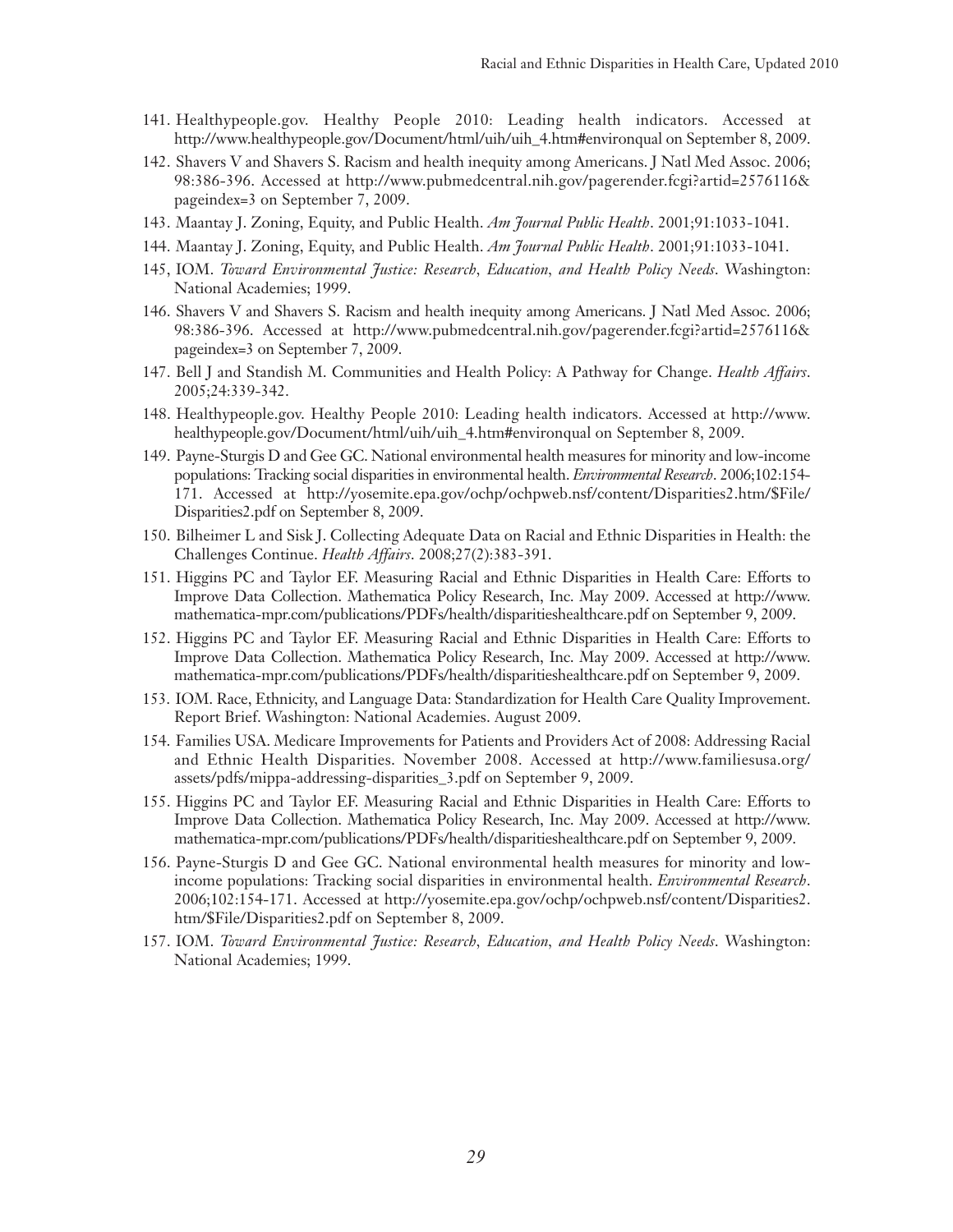141. Healthypeople.gov. Healthy People 2010: Leading health indicators. Accessed at http://www.healthypeople.gov/Document/html/uih/uih_4.htm#environqual on September 8, 2009.

142. Shavers V and Shavers S. Racism and health inequity among Americans. J Natl Med Assoc. 2006; 98:386-396. Accessed at http://www.pubmedcentral.nih.gov/pagerender.fcgi?artid=2576116&pageindex=3 on September 7, 2009.

143. Maantay J. Zoning, Equity, and Public Health. *Am Journal Public Health*. 2001;91:1033-1041.

144. Maantay J. Zoning, Equity, and Public Health. *Am Journal Public Health*. 2001;91:1033-1041.

145, IOM. *Toward Environmental Justice: Research, Education, and Health Policy Needs*. Washington: National Academies; 1999.

146. Shavers V and Shavers S. Racism and health inequity among Americans. J Natl Med Assoc. 2006; 98:386-396. Accessed at http://www.pubmedcentral.nih.gov/pagerender.fcgi?artid=2576116&pageindex=3 on September 7, 2009.

147. Bell J and Standish M. Communities and Health Policy: A Pathway for Change. *Health Affairs*. 2005;24:339-342.

148. Healthypeople.gov. Healthy People 2010: Leading health indicators. Accessed at http://www.healthypeople.gov/Document/html/uih/uih_4.htm#environqual on September 8, 2009.

149. Payne-Sturgis D and Gee GC. National environmental health measures for minority and low-income populations: Tracking social disparities in environmental health. *Environmental Research*. 2006;102:154-171. Accessed at http://yosemite.epa.gov/ochp/ochpweb.nsf/content/Disparities2.htm/$File/Disparities2.pdf on September 8, 2009.

150. Bilheimer L and Sisk J. Collecting Adequate Data on Racial and Ethnic Disparities in Health: the Challenges Continue. *Health Affairs*. 2008;27(2):383-391.

151. Higgins PC and Taylor EF. Measuring Racial and Ethnic Disparities in Health Care: Efforts to Improve Data Collection. Mathematica Policy Research, Inc. May 2009. Accessed at http://www.mathematica-mpr.com/publications/PDFs/health/disparitieshealthcare.pdf on September 9, 2009.

152. Higgins PC and Taylor EF. Measuring Racial and Ethnic Disparities in Health Care: Efforts to Improve Data Collection. Mathematica Policy Research, Inc. May 2009. Accessed at http://www.mathematica-mpr.com/publications/PDFs/health/disparitieshealthcare.pdf on September 9, 2009.

153. IOM. Race, Ethnicity, and Language Data: Standardization for Health Care Quality Improvement. Report Brief. Washington: National Academies. August 2009.

154. Families USA. Medicare Improvements for Patients and Providers Act of 2008: Addressing Racial and Ethnic Health Disparities. November 2008. Accessed at http://www.familiesusa.org/assets/pdfs/mippa-addressing-disparities_3.pdf on September 9, 2009.

155. Higgins PC and Taylor EF. Measuring Racial and Ethnic Disparities in Health Care: Efforts to Improve Data Collection. Mathematica Policy Research, Inc. May 2009. Accessed at http://www.mathematica-mpr.com/publications/PDFs/health/disparitieshealthcare.pdf on September 9, 2009.

156. Payne-Sturgis D and Gee GC. National environmental health measures for minority and low-income populations: Tracking social disparities in environmental health. *Environmental Research*. 2006;102:154-171. Accessed at http://yosemite.epa.gov/ochp/ochpweb.nsf/content/Disparities2.htm/$File/Disparities2.pdf on September 8, 2009.

157. IOM. *Toward Environmental Justice: Research, Education, and Health Policy Needs*. Washington: National Academies; 1999.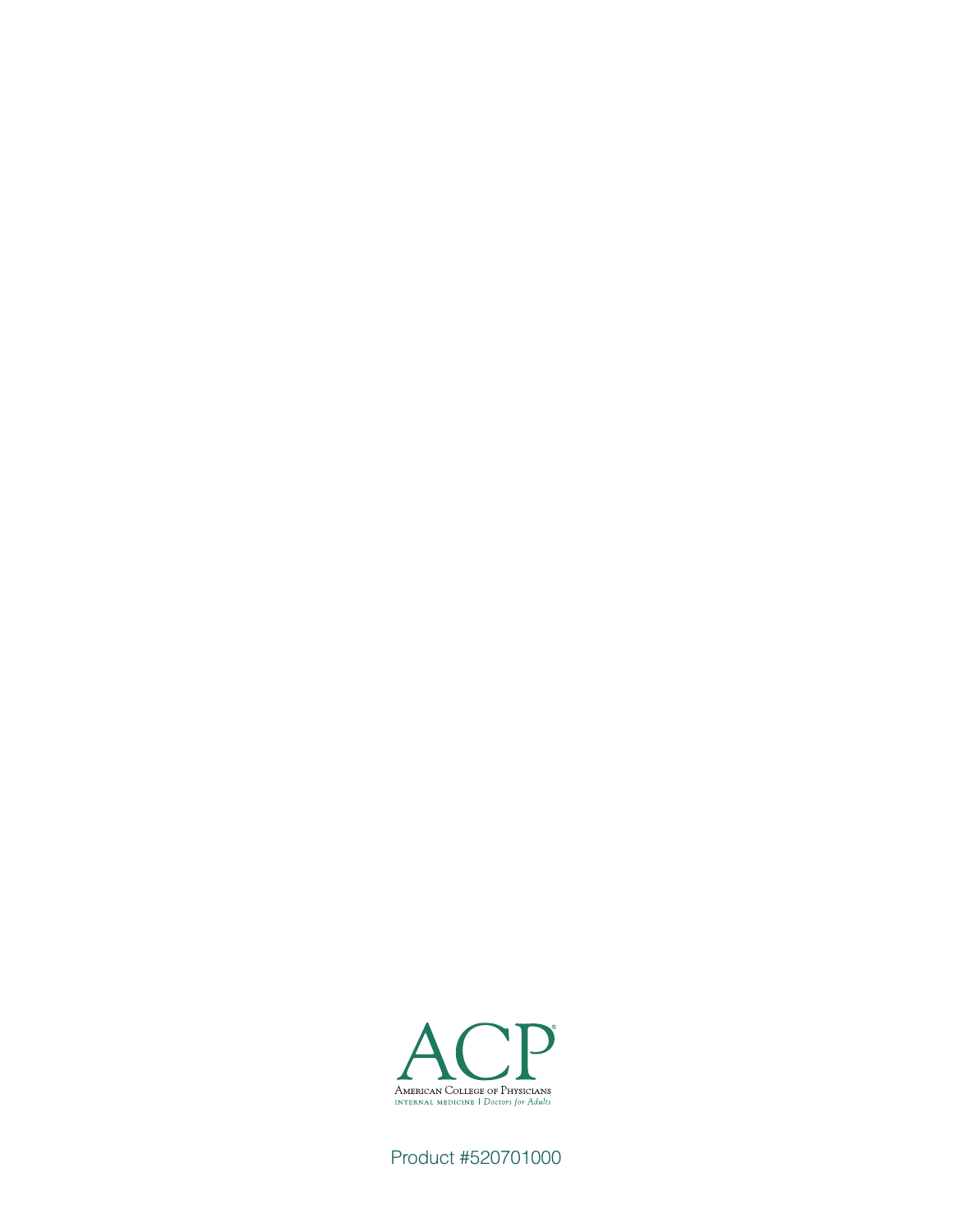ACP®

American College of Physicians
INTERNAL MEDICINE | *Doctors for Adults*

Product #520701000